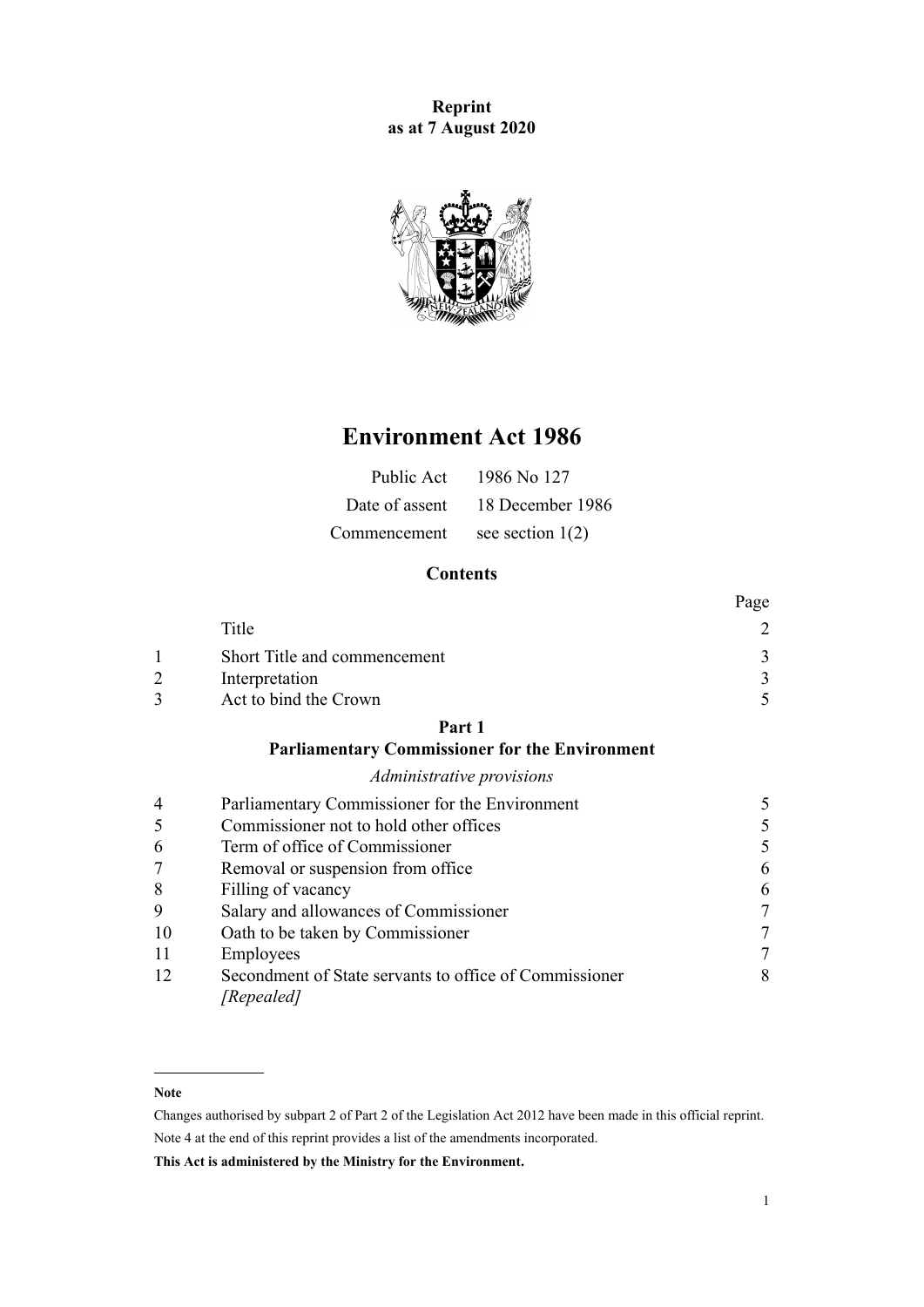**Reprint as at 7 August 2020**

# Environment Act 1986

| | |
|---|---|
| Public Act | 1986 No 127 |
| Date of assent | 18 December 1986 |
| Commencement | see section 1(2) |

## Contents

| | | Page |
|---|---|---|
| | Title | 2 |
| 1 | Short Title and commencement | 3 |
| 2 | Interpretation | 3 |
| 3 | Act to bind the Crown | 5 |
| | **Part 1** **Parliamentary Commissioner for the Environment** | |
| | *Administrative provisions* | |
| 4 | Parliamentary Commissioner for the Environment | 5 |
| 5 | Commissioner not to hold other offices | 5 |
| 6 | Term of office of Commissioner | 5 |
| 7 | Removal or suspension from office | 6 |
| 8 | Filling of vacancy | 6 |
| 9 | Salary and allowances of Commissioner | 7 |
| 10 | Oath to be taken by Commissioner | 7 |
| 11 | Employees | 7 |
| 12 | Secondment of State servants to office of Commissioner *[Repealed]* | 8 |

**Note**

Changes authorised by subpart 2 of Part 2 of the Legislation Act 2012 have been made in this official reprint.

Note 4 at the end of this reprint provides a list of the amendments incorporated.

**This Act is administered by the Ministry for the Environment.**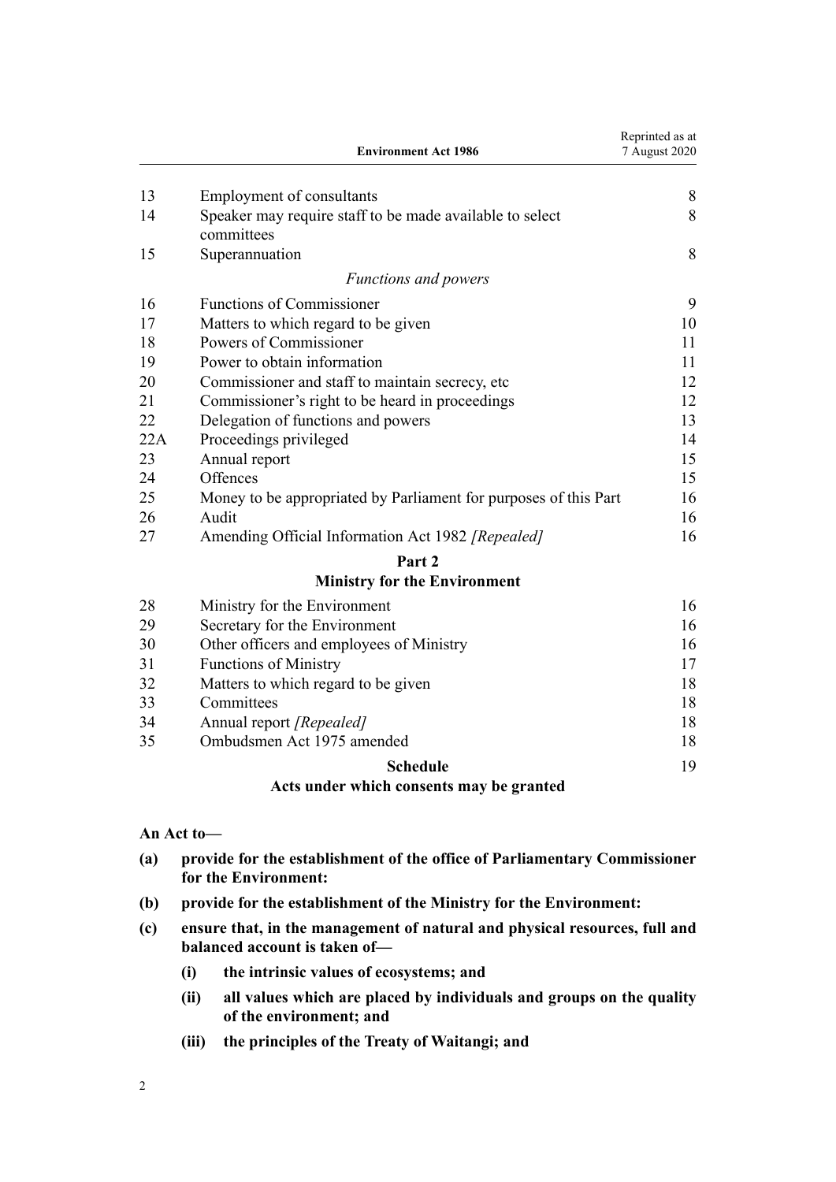| | | |
|---|---|---|
| 13 | Employment of consultants | 8 |
| 14 | Speaker may require staff to be made available to select committees | 8 |
| 15 | Superannuation | 8 |
| | *Functions and powers* | |
| 16 | Functions of Commissioner | 9 |
| 17 | Matters to which regard to be given | 10 |
| 18 | Powers of Commissioner | 11 |
| 19 | Power to obtain information | 11 |
| 20 | Commissioner and staff to maintain secrecy, etc | 12 |
| 21 | Commissioner's right to be heard in proceedings | 12 |
| 22 | Delegation of functions and powers | 13 |
| 22A | Proceedings privileged | 14 |
| 23 | Annual report | 15 |
| 24 | Offences | 15 |
| 25 | Money to be appropriated by Parliament for purposes of this Part | 16 |
| 26 | Audit | 16 |
| 27 | Amending Official Information Act 1982 *[Repealed]* | 16 |
| | **Part 2** | |
| | **Ministry for the Environment** | |
| 28 | Ministry for the Environment | 16 |
| 29 | Secretary for the Environment | 16 |
| 30 | Other officers and employees of Ministry | 16 |
| 31 | Functions of Ministry | 17 |
| 32 | Matters to which regard to be given | 18 |
| 33 | Committees | 18 |
| 34 | Annual report *[Repealed]* | 18 |
| 35 | Ombudsmen Act 1975 amended | 18 |
| | **Schedule** | 19 |
| | **Acts under which consents may be granted** | |

**An Act to—**

**(a) provide for the establishment of the office of Parliamentary Commissioner for the Environment:**

**(b) provide for the establishment of the Ministry for the Environment:**

**(c) ensure that, in the management of natural and physical resources, full and balanced account is taken of—**

- **(i) the intrinsic values of ecosystems; and**
- **(ii) all values which are placed by individuals and groups on the quality of the environment; and**
- **(iii) the principles of the Treaty of Waitangi; and**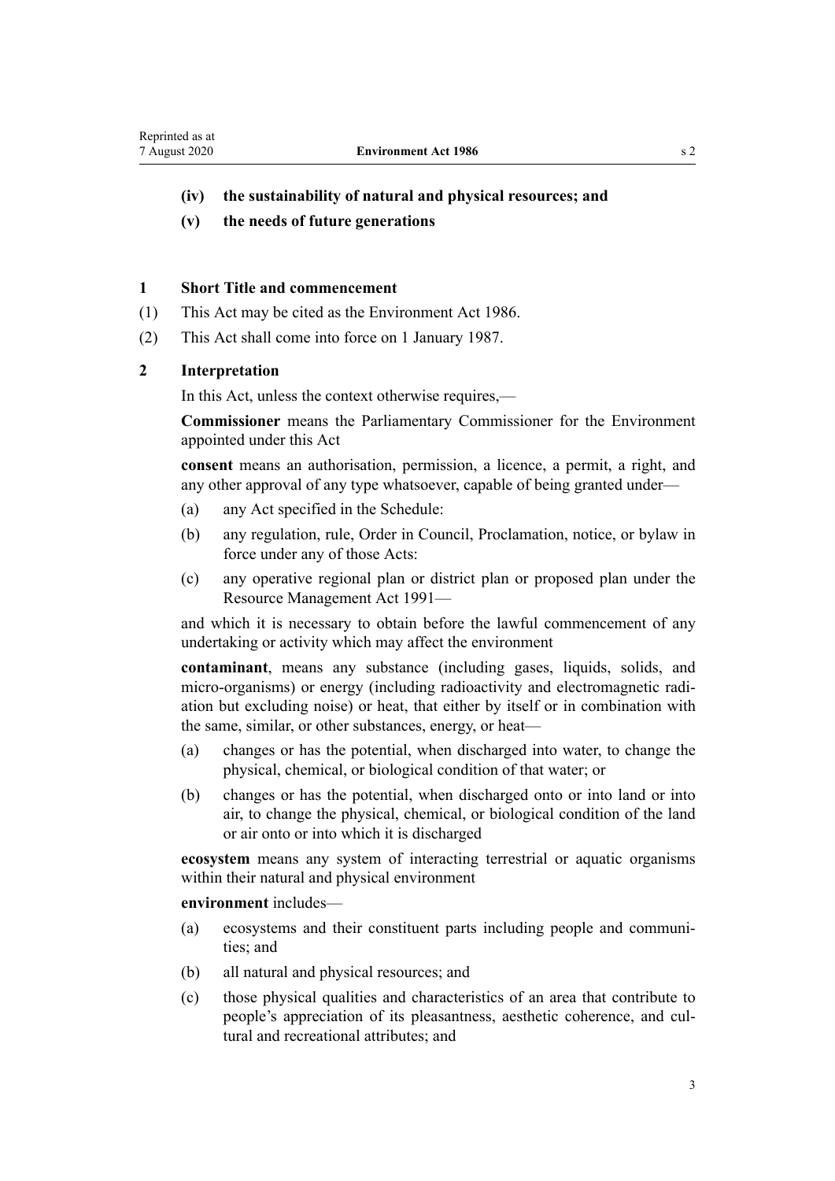**(iv) the sustainability of natural and physical resources; and**

**(v) the needs of future generations**

### 1 Short Title and commencement

(1) This Act may be cited as the Environment Act 1986.

(2) This Act shall come into force on 1 January 1987.

### 2 Interpretation

In this Act, unless the context otherwise requires,—

**Commissioner** means the Parliamentary Commissioner for the Environment appointed under this Act

**consent** means an authorisation, permission, a licence, a permit, a right, and any other approval of any type whatsoever, capable of being granted under—

(a) any Act specified in the Schedule:

(b) any regulation, rule, Order in Council, Proclamation, notice, or bylaw in force under any of those Acts:

(c) any operative regional plan or district plan or proposed plan under the Resource Management Act 1991—

and which it is necessary to obtain before the lawful commencement of any undertaking or activity which may affect the environment

**contaminant**, means any substance (including gases, liquids, solids, and micro-organisms) or energy (including radioactivity and electromagnetic radiation but excluding noise) or heat, that either by itself or in combination with the same, similar, or other substances, energy, or heat—

(a) changes or has the potential, when discharged into water, to change the physical, chemical, or biological condition of that water; or

(b) changes or has the potential, when discharged onto or into land or into air, to change the physical, chemical, or biological condition of the land or air onto or into which it is discharged

**ecosystem** means any system of interacting terrestrial or aquatic organisms within their natural and physical environment

**environment** includes—

(a) ecosystems and their constituent parts including people and communities; and

(b) all natural and physical resources; and

(c) those physical qualities and characteristics of an area that contribute to people's appreciation of its pleasantness, aesthetic coherence, and cultural and recreational attributes; and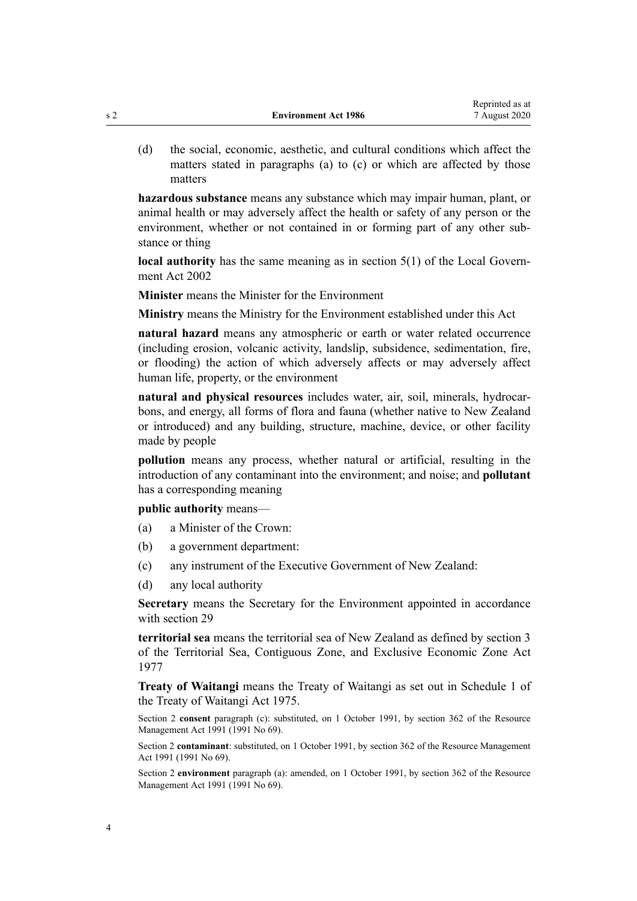(d) the social, economic, aesthetic, and cultural conditions which affect the matters stated in paragraphs (a) to (c) or which are affected by those matters

**hazardous substance** means any substance which may impair human, plant, or animal health or may adversely affect the health or safety of any person or the environment, whether or not contained in or forming part of any other substance or thing

**local authority** has the same meaning as in section 5(1) of the Local Government Act 2002

**Minister** means the Minister for the Environment

**Ministry** means the Ministry for the Environment established under this Act

**natural hazard** means any atmospheric or earth or water related occurrence (including erosion, volcanic activity, landslip, subsidence, sedimentation, fire, or flooding) the action of which adversely affects or may adversely affect human life, property, or the environment

**natural and physical resources** includes water, air, soil, minerals, hydrocarbons, and energy, all forms of flora and fauna (whether native to New Zealand or introduced) and any building, structure, machine, device, or other facility made by people

**pollution** means any process, whether natural or artificial, resulting in the introduction of any contaminant into the environment; and noise; and **pollutant** has a corresponding meaning

**public authority** means—

(a) a Minister of the Crown:

(b) a government department:

(c) any instrument of the Executive Government of New Zealand:

(d) any local authority

**Secretary** means the Secretary for the Environment appointed in accordance with section 29

**territorial sea** means the territorial sea of New Zealand as defined by section 3 of the Territorial Sea, Contiguous Zone, and Exclusive Economic Zone Act 1977

**Treaty of Waitangi** means the Treaty of Waitangi as set out in Schedule 1 of the Treaty of Waitangi Act 1975.

Section 2 **consent** paragraph (c): substituted, on 1 October 1991, by section 362 of the Resource Management Act 1991 (1991 No 69).

Section 2 **contaminant**: substituted, on 1 October 1991, by section 362 of the Resource Management Act 1991 (1991 No 69).

Section 2 **environment** paragraph (a): amended, on 1 October 1991, by section 362 of the Resource Management Act 1991 (1991 No 69).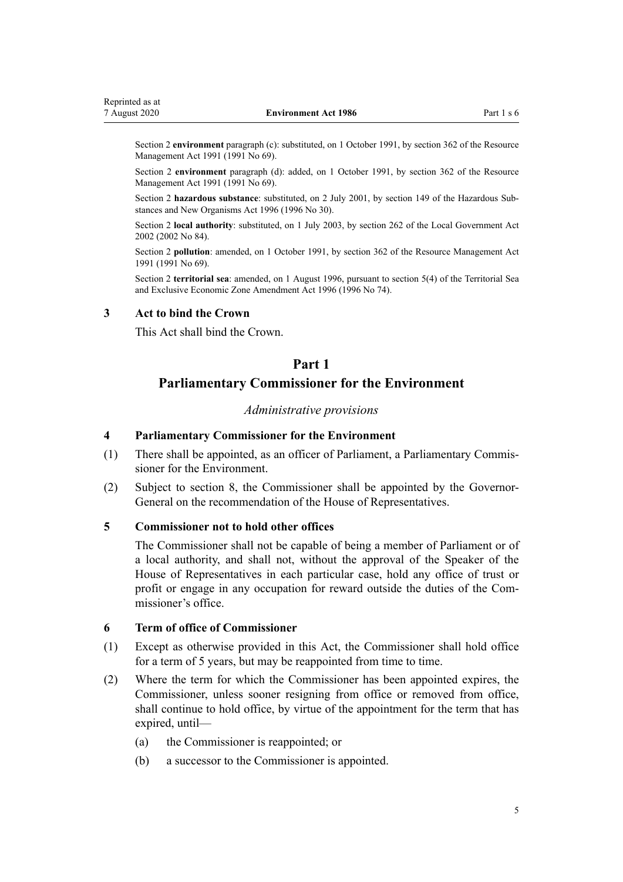Section 2 **environment** paragraph (c): substituted, on 1 October 1991, by section 362 of the Resource Management Act 1991 (1991 No 69).

Section 2 **environment** paragraph (d): added, on 1 October 1991, by section 362 of the Resource Management Act 1991 (1991 No 69).

Section 2 **hazardous substance**: substituted, on 2 July 2001, by section 149 of the Hazardous Substances and New Organisms Act 1996 (1996 No 30).

Section 2 **local authority**: substituted, on 1 July 2003, by section 262 of the Local Government Act 2002 (2002 No 84).

Section 2 **pollution**: amended, on 1 October 1991, by section 362 of the Resource Management Act 1991 (1991 No 69).

Section 2 **territorial sea**: amended, on 1 August 1996, pursuant to section 5(4) of the Territorial Sea and Exclusive Economic Zone Amendment Act 1996 (1996 No 74).

### 3 Act to bind the Crown

This Act shall bind the Crown.

## Part 1
## Parliamentary Commissioner for the Environment

*Administrative provisions*

### 4 Parliamentary Commissioner for the Environment

(1) There shall be appointed, as an officer of Parliament, a Parliamentary Commissioner for the Environment.

(2) Subject to section 8, the Commissioner shall be appointed by the Governor-General on the recommendation of the House of Representatives.

### 5 Commissioner not to hold other offices

The Commissioner shall not be capable of being a member of Parliament or of a local authority, and shall not, without the approval of the Speaker of the House of Representatives in each particular case, hold any office of trust or profit or engage in any occupation for reward outside the duties of the Commissioner's office.

### 6 Term of office of Commissioner

(1) Except as otherwise provided in this Act, the Commissioner shall hold office for a term of 5 years, but may be reappointed from time to time.

(2) Where the term for which the Commissioner has been appointed expires, the Commissioner, unless sooner resigning from office or removed from office, shall continue to hold office, by virtue of the appointment for the term that has expired, until—

- (a) the Commissioner is reappointed; or
- (b) a successor to the Commissioner is appointed.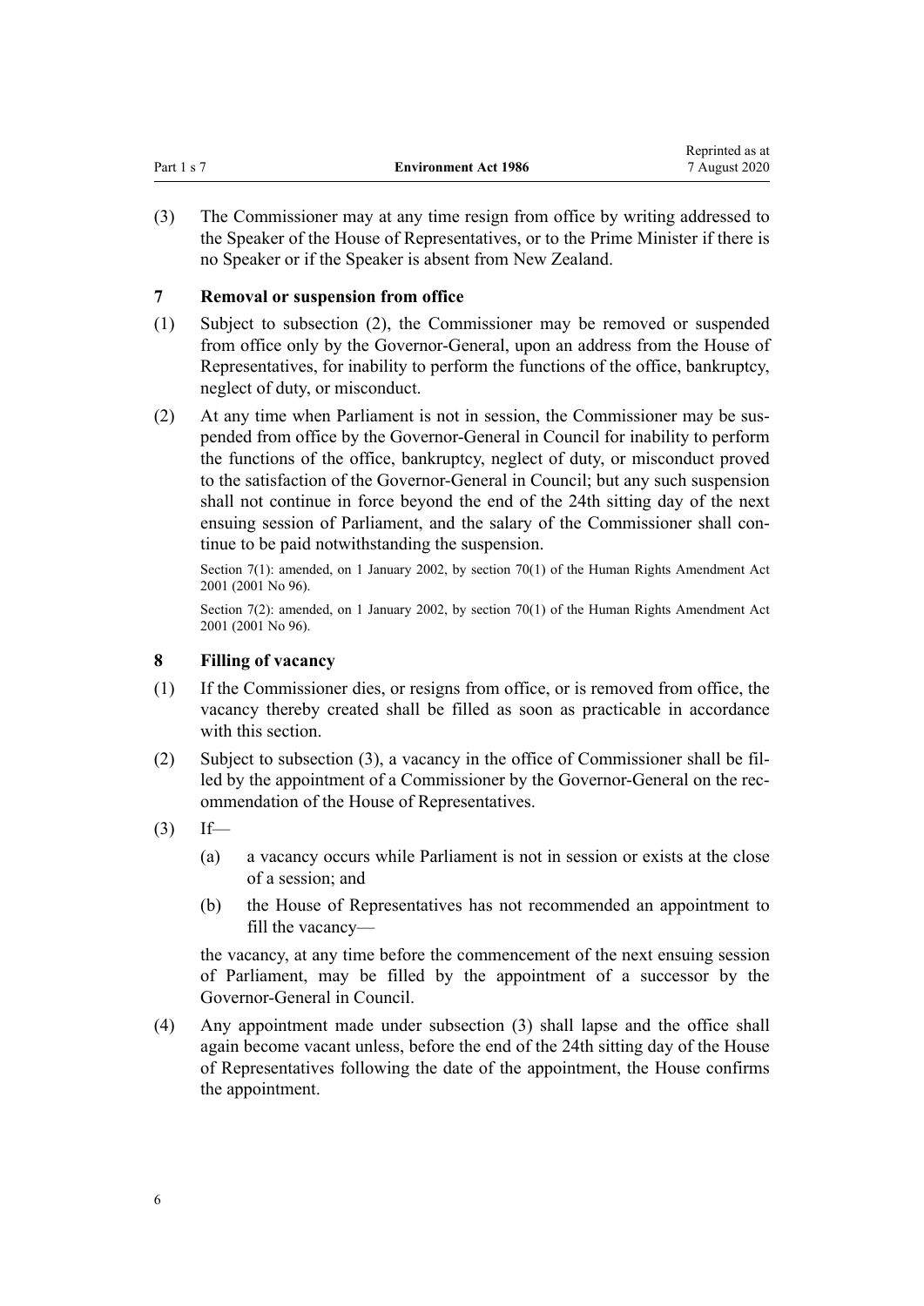(3) The Commissioner may at any time resign from office by writing addressed to the Speaker of the House of Representatives, or to the Prime Minister if there is no Speaker or if the Speaker is absent from New Zealand.

### 7 Removal or suspension from office

(1) Subject to subsection (2), the Commissioner may be removed or suspended from office only by the Governor-General, upon an address from the House of Representatives, for inability to perform the functions of the office, bankruptcy, neglect of duty, or misconduct.

(2) At any time when Parliament is not in session, the Commissioner may be suspended from office by the Governor-General in Council for inability to perform the functions of the office, bankruptcy, neglect of duty, or misconduct proved to the satisfaction of the Governor-General in Council; but any such suspension shall not continue in force beyond the end of the 24th sitting day of the next ensuing session of Parliament, and the salary of the Commissioner shall continue to be paid notwithstanding the suspension.

Section 7(1): amended, on 1 January 2002, by section 70(1) of the Human Rights Amendment Act 2001 (2001 No 96).

Section 7(2): amended, on 1 January 2002, by section 70(1) of the Human Rights Amendment Act 2001 (2001 No 96).

### 8 Filling of vacancy

(1) If the Commissioner dies, or resigns from office, or is removed from office, the vacancy thereby created shall be filled as soon as practicable in accordance with this section.

(2) Subject to subsection (3), a vacancy in the office of Commissioner shall be filled by the appointment of a Commissioner by the Governor-General on the recommendation of the House of Representatives.

(3) If—

(a) a vacancy occurs while Parliament is not in session or exists at the close of a session; and

(b) the House of Representatives has not recommended an appointment to fill the vacancy—

the vacancy, at any time before the commencement of the next ensuing session of Parliament, may be filled by the appointment of a successor by the Governor-General in Council.

(4) Any appointment made under subsection (3) shall lapse and the office shall again become vacant unless, before the end of the 24th sitting day of the House of Representatives following the date of the appointment, the House confirms the appointment.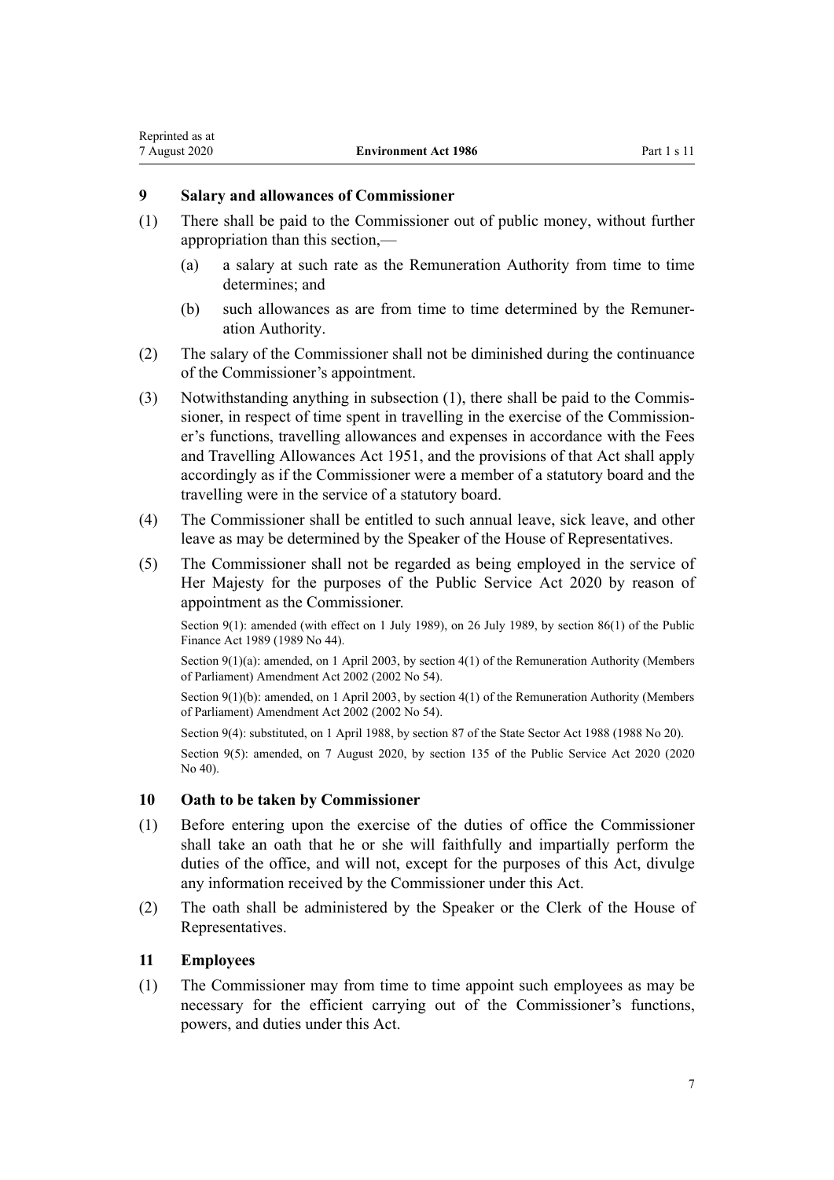### 9 Salary and allowances of Commissioner

(1) There shall be paid to the Commissioner out of public money, without further appropriation than this section,—

  (a) a salary at such rate as the Remuneration Authority from time to time determines; and

  (b) such allowances as are from time to time determined by the Remuneration Authority.

(2) The salary of the Commissioner shall not be diminished during the continuance of the Commissioner's appointment.

(3) Notwithstanding anything in subsection (1), there shall be paid to the Commissioner, in respect of time spent in travelling in the exercise of the Commissioner's functions, travelling allowances and expenses in accordance with the Fees and Travelling Allowances Act 1951, and the provisions of that Act shall apply accordingly as if the Commissioner were a member of a statutory board and the travelling were in the service of a statutory board.

(4) The Commissioner shall be entitled to such annual leave, sick leave, and other leave as may be determined by the Speaker of the House of Representatives.

(5) The Commissioner shall not be regarded as being employed in the service of Her Majesty for the purposes of the Public Service Act 2020 by reason of appointment as the Commissioner.

Section 9(1): amended (with effect on 1 July 1989), on 26 July 1989, by section 86(1) of the Public Finance Act 1989 (1989 No 44).

Section 9(1)(a): amended, on 1 April 2003, by section 4(1) of the Remuneration Authority (Members of Parliament) Amendment Act 2002 (2002 No 54).

Section 9(1)(b): amended, on 1 April 2003, by section 4(1) of the Remuneration Authority (Members of Parliament) Amendment Act 2002 (2002 No 54).

Section 9(4): substituted, on 1 April 1988, by section 87 of the State Sector Act 1988 (1988 No 20).

Section 9(5): amended, on 7 August 2020, by section 135 of the Public Service Act 2020 (2020 No 40).

### 10 Oath to be taken by Commissioner

(1) Before entering upon the exercise of the duties of office the Commissioner shall take an oath that he or she will faithfully and impartially perform the duties of the office, and will not, except for the purposes of this Act, divulge any information received by the Commissioner under this Act.

(2) The oath shall be administered by the Speaker or the Clerk of the House of Representatives.

### 11 Employees

(1) The Commissioner may from time to time appoint such employees as may be necessary for the efficient carrying out of the Commissioner's functions, powers, and duties under this Act.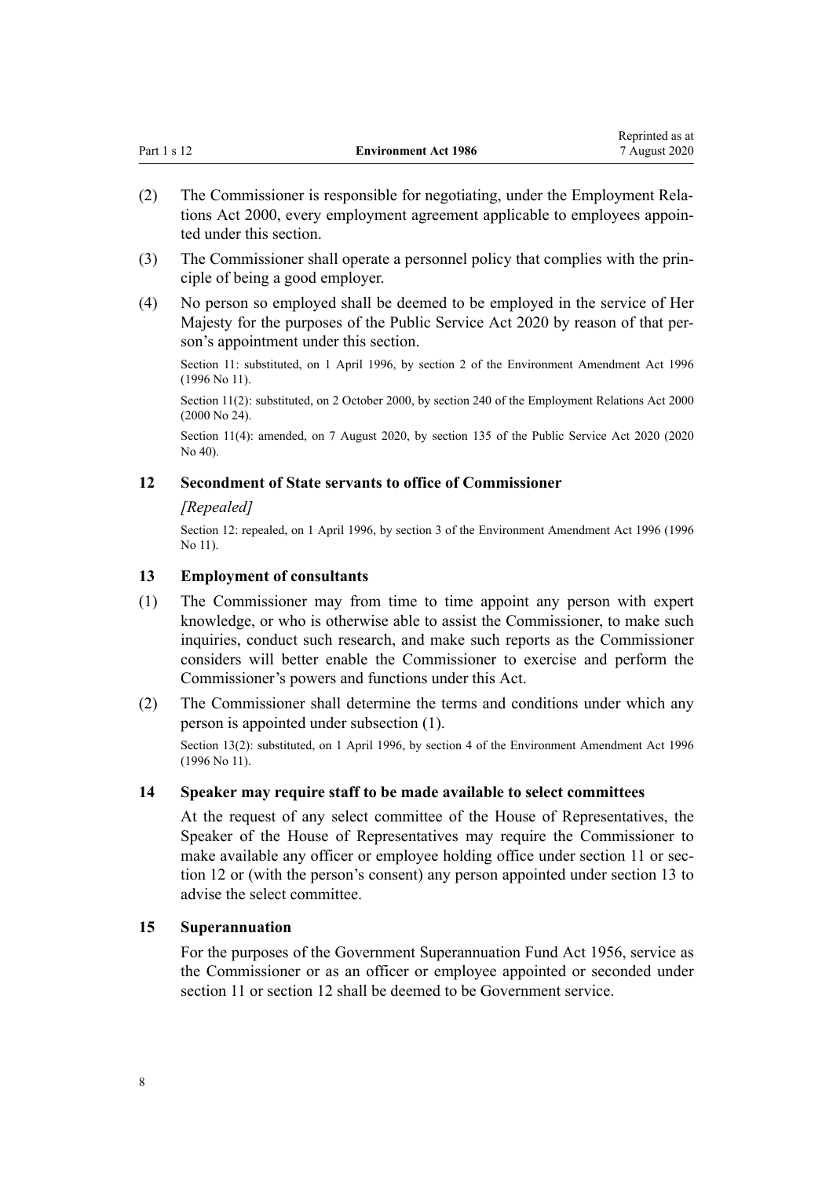(2) The Commissioner is responsible for negotiating, under the Employment Relations Act 2000, every employment agreement applicable to employees appointed under this section.

(3) The Commissioner shall operate a personnel policy that complies with the principle of being a good employer.

(4) No person so employed shall be deemed to be employed in the service of Her Majesty for the purposes of the Public Service Act 2020 by reason of that person's appointment under this section.

Section 11: substituted, on 1 April 1996, by section 2 of the Environment Amendment Act 1996 (1996 No 11).

Section 11(2): substituted, on 2 October 2000, by section 240 of the Employment Relations Act 2000 (2000 No 24).

Section 11(4): amended, on 7 August 2020, by section 135 of the Public Service Act 2020 (2020 No 40).

### 12 Secondment of State servants to office of Commissioner

*[Repealed]*

Section 12: repealed, on 1 April 1996, by section 3 of the Environment Amendment Act 1996 (1996 No 11).

### 13 Employment of consultants

(1) The Commissioner may from time to time appoint any person with expert knowledge, or who is otherwise able to assist the Commissioner, to make such inquiries, conduct such research, and make such reports as the Commissioner considers will better enable the Commissioner to exercise and perform the Commissioner's powers and functions under this Act.

(2) The Commissioner shall determine the terms and conditions under which any person is appointed under subsection (1).

Section 13(2): substituted, on 1 April 1996, by section 4 of the Environment Amendment Act 1996 (1996 No 11).

### 14 Speaker may require staff to be made available to select committees

At the request of any select committee of the House of Representatives, the Speaker of the House of Representatives may require the Commissioner to make available any officer or employee holding office under section 11 or section 12 or (with the person's consent) any person appointed under section 13 to advise the select committee.

### 15 Superannuation

For the purposes of the Government Superannuation Fund Act 1956, service as the Commissioner or as an officer or employee appointed or seconded under section 11 or section 12 shall be deemed to be Government service.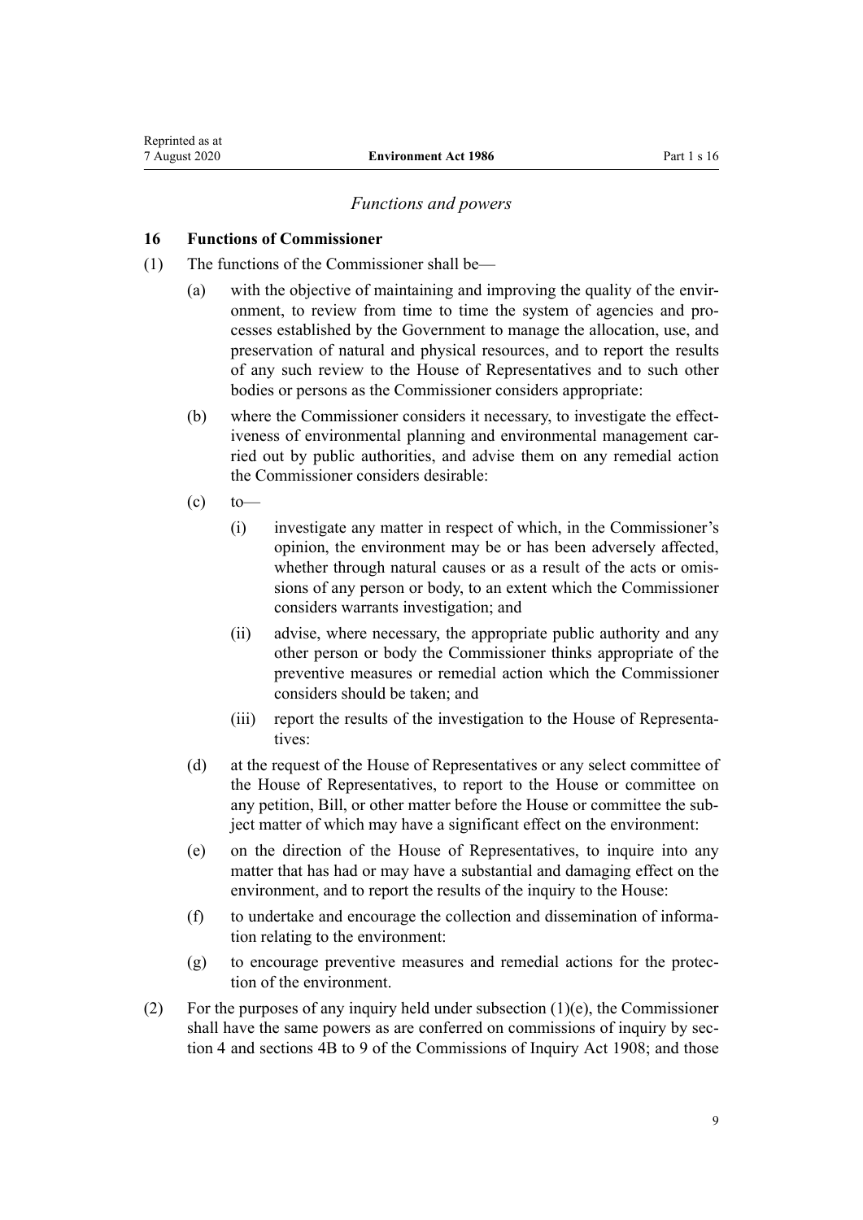*Functions and powers*

**16 Functions of Commissioner**

(1) The functions of the Commissioner shall be—

(a) with the objective of maintaining and improving the quality of the environment, to review from time to time the system of agencies and processes established by the Government to manage the allocation, use, and preservation of natural and physical resources, and to report the results of any such review to the House of Representatives and to such other bodies or persons as the Commissioner considers appropriate:

(b) where the Commissioner considers it necessary, to investigate the effectiveness of environmental planning and environmental management carried out by public authorities, and advise them on any remedial action the Commissioner considers desirable:

(c) to—

(i) investigate any matter in respect of which, in the Commissioner's opinion, the environment may be or has been adversely affected, whether through natural causes or as a result of the acts or omissions of any person or body, to an extent which the Commissioner considers warrants investigation; and

(ii) advise, where necessary, the appropriate public authority and any other person or body the Commissioner thinks appropriate of the preventive measures or remedial action which the Commissioner considers should be taken; and

(iii) report the results of the investigation to the House of Representatives:

(d) at the request of the House of Representatives or any select committee of the House of Representatives, to report to the House or committee on any petition, Bill, or other matter before the House or committee the subject matter of which may have a significant effect on the environment:

(e) on the direction of the House of Representatives, to inquire into any matter that has had or may have a substantial and damaging effect on the environment, and to report the results of the inquiry to the House:

(f) to undertake and encourage the collection and dissemination of information relating to the environment:

(g) to encourage preventive measures and remedial actions for the protection of the environment.

(2) For the purposes of any inquiry held under subsection (1)(e), the Commissioner shall have the same powers as are conferred on commissions of inquiry by section 4 and sections 4B to 9 of the Commissions of Inquiry Act 1908; and those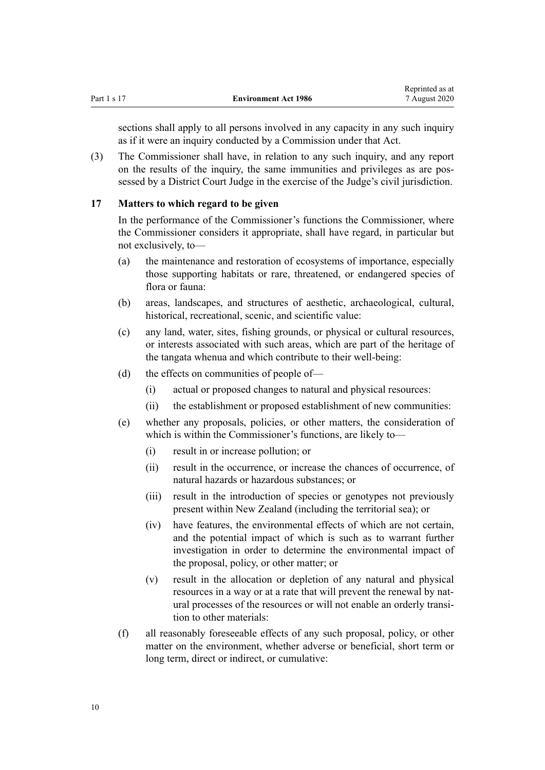sections shall apply to all persons involved in any capacity in any such inquiry as if it were an inquiry conducted by a Commission under that Act.

(3) The Commissioner shall have, in relation to any such inquiry, and any report on the results of the inquiry, the same immunities and privileges as are possessed by a District Court Judge in the exercise of the Judge's civil jurisdiction.

### 17 Matters to which regard to be given

In the performance of the Commissioner's functions the Commissioner, where the Commissioner considers it appropriate, shall have regard, in particular but not exclusively, to—

(a) the maintenance and restoration of ecosystems of importance, especially those supporting habitats or rare, threatened, or endangered species of flora or fauna:

(b) areas, landscapes, and structures of aesthetic, archaeological, cultural, historical, recreational, scenic, and scientific value:

(c) any land, water, sites, fishing grounds, or physical or cultural resources, or interests associated with such areas, which are part of the heritage of the tangata whenua and which contribute to their well-being:

(d) the effects on communities of people of—

(i) actual or proposed changes to natural and physical resources:

(ii) the establishment or proposed establishment of new communities:

(e) whether any proposals, policies, or other matters, the consideration of which is within the Commissioner's functions, are likely to—

(i) result in or increase pollution; or

(ii) result in the occurrence, or increase the chances of occurrence, of natural hazards or hazardous substances; or

(iii) result in the introduction of species or genotypes not previously present within New Zealand (including the territorial sea); or

(iv) have features, the environmental effects of which are not certain, and the potential impact of which is such as to warrant further investigation in order to determine the environmental impact of the proposal, policy, or other matter; or

(v) result in the allocation or depletion of any natural and physical resources in a way or at a rate that will prevent the renewal by natural processes of the resources or will not enable an orderly transition to other materials:

(f) all reasonably foreseeable effects of any such proposal, policy, or other matter on the environment, whether adverse or beneficial, short term or long term, direct or indirect, or cumulative: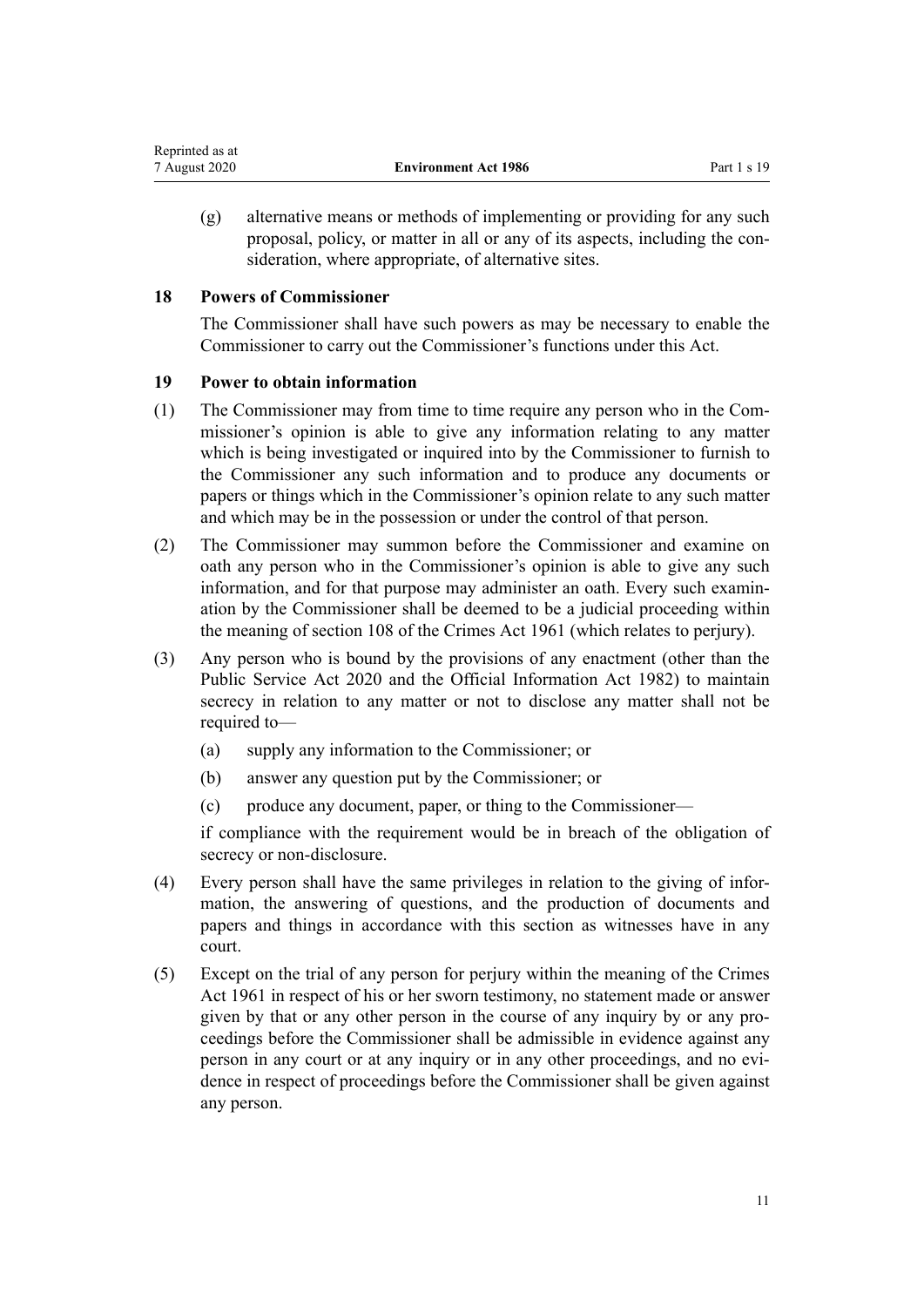(g) alternative means or methods of implementing or providing for any such proposal, policy, or matter in all or any of its aspects, including the consideration, where appropriate, of alternative sites.

### 18 Powers of Commissioner

The Commissioner shall have such powers as may be necessary to enable the Commissioner to carry out the Commissioner's functions under this Act.

### 19 Power to obtain information

(1) The Commissioner may from time to time require any person who in the Commissioner's opinion is able to give any information relating to any matter which is being investigated or inquired into by the Commissioner to furnish to the Commissioner any such information and to produce any documents or papers or things which in the Commissioner's opinion relate to any such matter and which may be in the possession or under the control of that person.

(2) The Commissioner may summon before the Commissioner and examine on oath any person who in the Commissioner's opinion is able to give any such information, and for that purpose may administer an oath. Every such examination by the Commissioner shall be deemed to be a judicial proceeding within the meaning of section 108 of the Crimes Act 1961 (which relates to perjury).

(3) Any person who is bound by the provisions of any enactment (other than the Public Service Act 2020 and the Official Information Act 1982) to maintain secrecy in relation to any matter or not to disclose any matter shall not be required to—

- (a) supply any information to the Commissioner; or
- (b) answer any question put by the Commissioner; or
- (c) produce any document, paper, or thing to the Commissioner—

if compliance with the requirement would be in breach of the obligation of secrecy or non-disclosure.

(4) Every person shall have the same privileges in relation to the giving of information, the answering of questions, and the production of documents and papers and things in accordance with this section as witnesses have in any court.

(5) Except on the trial of any person for perjury within the meaning of the Crimes Act 1961 in respect of his or her sworn testimony, no statement made or answer given by that or any other person in the course of any inquiry by or any proceedings before the Commissioner shall be admissible in evidence against any person in any court or at any inquiry or in any other proceedings, and no evidence in respect of proceedings before the Commissioner shall be given against any person.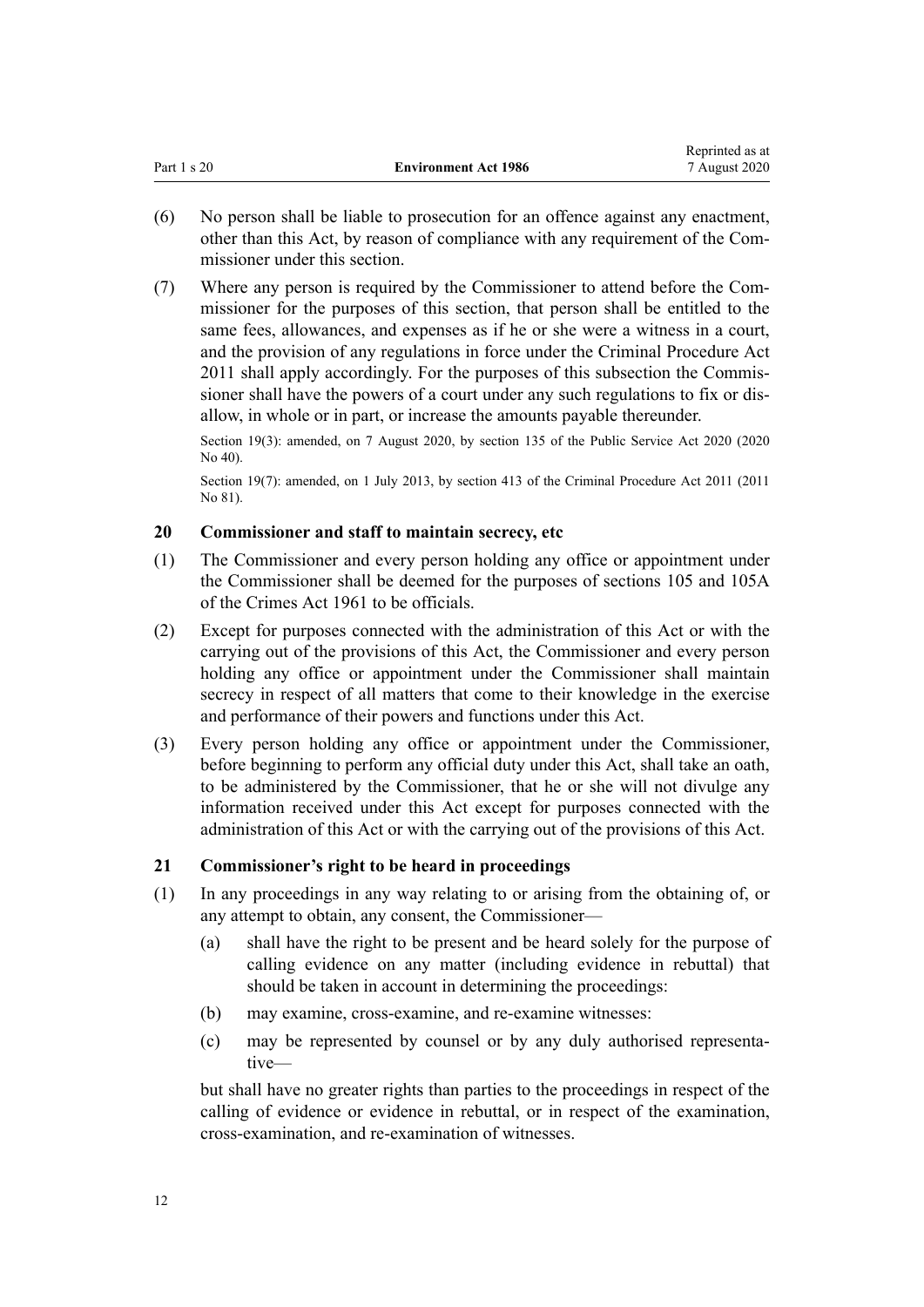(6) No person shall be liable to prosecution for an offence against any enactment, other than this Act, by reason of compliance with any requirement of the Commissioner under this section.

(7) Where any person is required by the Commissioner to attend before the Commissioner for the purposes of this section, that person shall be entitled to the same fees, allowances, and expenses as if he or she were a witness in a court, and the provision of any regulations in force under the Criminal Procedure Act 2011 shall apply accordingly. For the purposes of this subsection the Commissioner shall have the powers of a court under any such regulations to fix or disallow, in whole or in part, or increase the amounts payable thereunder.

Section 19(3): amended, on 7 August 2020, by section 135 of the Public Service Act 2020 (2020 No 40).

Section 19(7): amended, on 1 July 2013, by section 413 of the Criminal Procedure Act 2011 (2011 No 81).

### 20 Commissioner and staff to maintain secrecy, etc

(1) The Commissioner and every person holding any office or appointment under the Commissioner shall be deemed for the purposes of sections 105 and 105A of the Crimes Act 1961 to be officials.

(2) Except for purposes connected with the administration of this Act or with the carrying out of the provisions of this Act, the Commissioner and every person holding any office or appointment under the Commissioner shall maintain secrecy in respect of all matters that come to their knowledge in the exercise and performance of their powers and functions under this Act.

(3) Every person holding any office or appointment under the Commissioner, before beginning to perform any official duty under this Act, shall take an oath, to be administered by the Commissioner, that he or she will not divulge any information received under this Act except for purposes connected with the administration of this Act or with the carrying out of the provisions of this Act.

### 21 Commissioner's right to be heard in proceedings

(1) In any proceedings in any way relating to or arising from the obtaining of, or any attempt to obtain, any consent, the Commissioner—

   (a) shall have the right to be present and be heard solely for the purpose of calling evidence on any matter (including evidence in rebuttal) that should be taken in account in determining the proceedings:

   (b) may examine, cross-examine, and re-examine witnesses:

   (c) may be represented by counsel or by any duly authorised representative—

   but shall have no greater rights than parties to the proceedings in respect of the calling of evidence or evidence in rebuttal, or in respect of the examination, cross-examination, and re-examination of witnesses.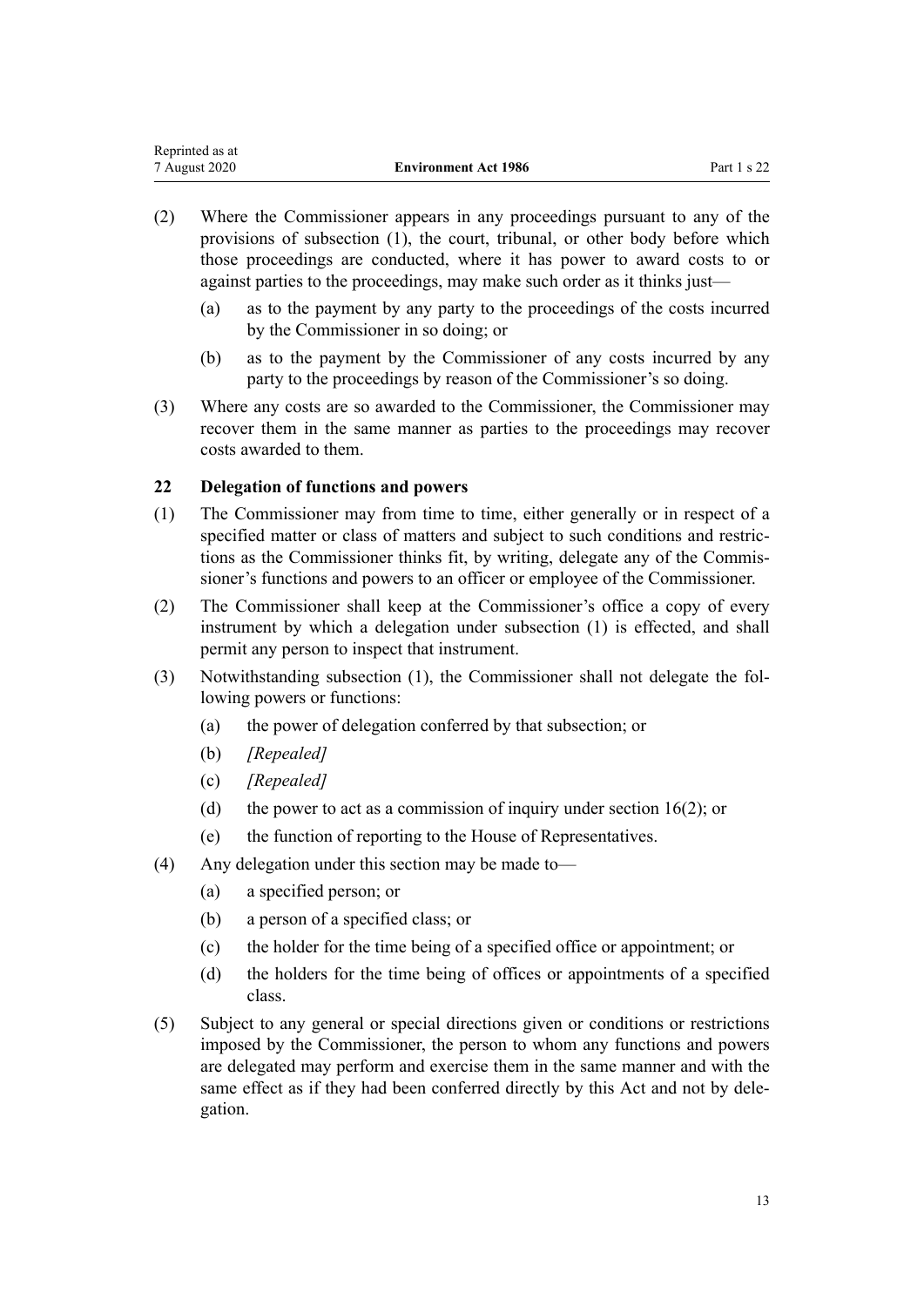(2) Where the Commissioner appears in any proceedings pursuant to any of the provisions of subsection (1), the court, tribunal, or other body before which those proceedings are conducted, where it has power to award costs to or against parties to the proceedings, may make such order as it thinks just—

   (a) as to the payment by any party to the proceedings of the costs incurred by the Commissioner in so doing; or

   (b) as to the payment by the Commissioner of any costs incurred by any party to the proceedings by reason of the Commissioner's so doing.

(3) Where any costs are so awarded to the Commissioner, the Commissioner may recover them in the same manner as parties to the proceedings may recover costs awarded to them.

### 22 Delegation of functions and powers

(1) The Commissioner may from time to time, either generally or in respect of a specified matter or class of matters and subject to such conditions and restrictions as the Commissioner thinks fit, by writing, delegate any of the Commissioner's functions and powers to an officer or employee of the Commissioner.

(2) The Commissioner shall keep at the Commissioner's office a copy of every instrument by which a delegation under subsection (1) is effected, and shall permit any person to inspect that instrument.

(3) Notwithstanding subsection (1), the Commissioner shall not delegate the following powers or functions:

   (a) the power of delegation conferred by that subsection; or

   (b) *[Repealed]*

   (c) *[Repealed]*

   (d) the power to act as a commission of inquiry under section 16(2); or

   (e) the function of reporting to the House of Representatives.

(4) Any delegation under this section may be made to—

   (a) a specified person; or

   (b) a person of a specified class; or

   (c) the holder for the time being of a specified office or appointment; or

   (d) the holders for the time being of offices or appointments of a specified class.

(5) Subject to any general or special directions given or conditions or restrictions imposed by the Commissioner, the person to whom any functions and powers are delegated may perform and exercise them in the same manner and with the same effect as if they had been conferred directly by this Act and not by delegation.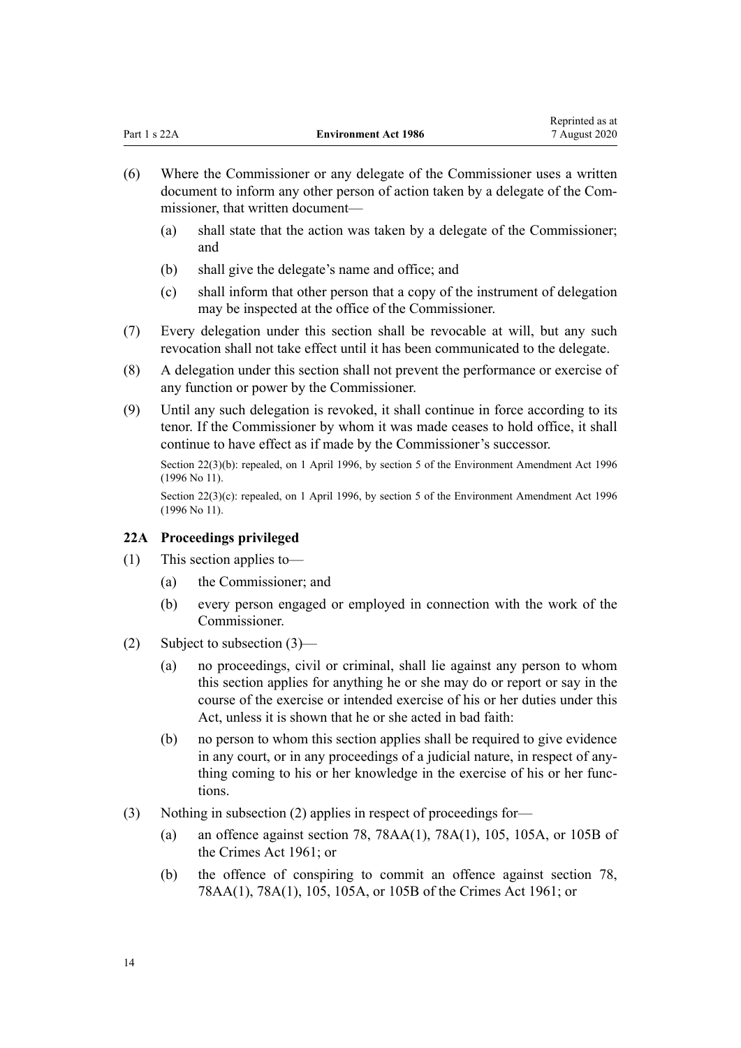(6) Where the Commissioner or any delegate of the Commissioner uses a written document to inform any other person of action taken by a delegate of the Commissioner, that written document—

  (a) shall state that the action was taken by a delegate of the Commissioner; and

  (b) shall give the delegate's name and office; and

  (c) shall inform that other person that a copy of the instrument of delegation may be inspected at the office of the Commissioner.

(7) Every delegation under this section shall be revocable at will, but any such revocation shall not take effect until it has been communicated to the delegate.

(8) A delegation under this section shall not prevent the performance or exercise of any function or power by the Commissioner.

(9) Until any such delegation is revoked, it shall continue in force according to its tenor. If the Commissioner by whom it was made ceases to hold office, it shall continue to have effect as if made by the Commissioner's successor.

Section 22(3)(b): repealed, on 1 April 1996, by section 5 of the Environment Amendment Act 1996 (1996 No 11).

Section 22(3)(c): repealed, on 1 April 1996, by section 5 of the Environment Amendment Act 1996 (1996 No 11).

### 22A Proceedings privileged

(1) This section applies to—

  (a) the Commissioner; and

  (b) every person engaged or employed in connection with the work of the Commissioner.

(2) Subject to subsection (3)—

  (a) no proceedings, civil or criminal, shall lie against any person to whom this section applies for anything he or she may do or report or say in the course of the exercise or intended exercise of his or her duties under this Act, unless it is shown that he or she acted in bad faith:

  (b) no person to whom this section applies shall be required to give evidence in any court, or in any proceedings of a judicial nature, in respect of anything coming to his or her knowledge in the exercise of his or her functions.

(3) Nothing in subsection (2) applies in respect of proceedings for—

  (a) an offence against section 78, 78AA(1), 78A(1), 105, 105A, or 105B of the Crimes Act 1961; or

  (b) the offence of conspiring to commit an offence against section 78, 78AA(1), 78A(1), 105, 105A, or 105B of the Crimes Act 1961; or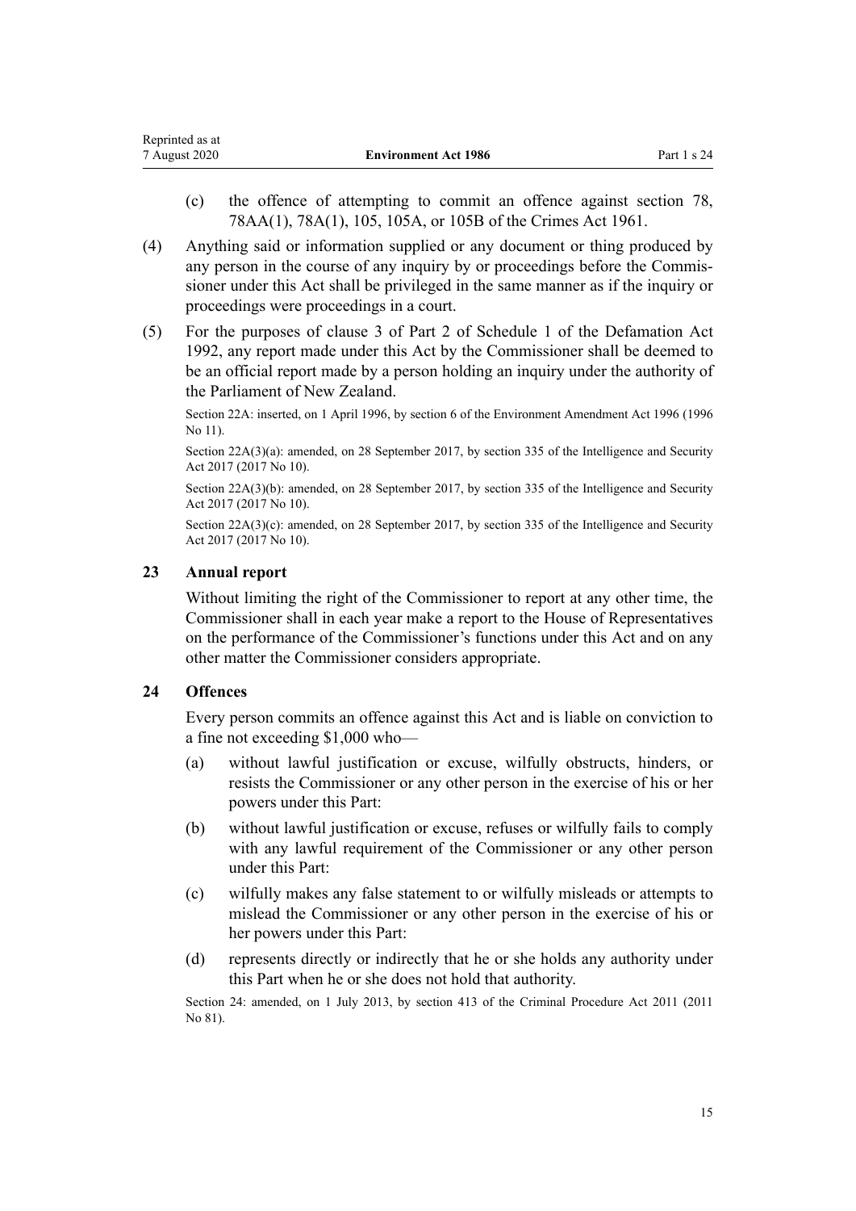(c) the offence of attempting to commit an offence against section 78, 78AA(1), 78A(1), 105, 105A, or 105B of the Crimes Act 1961.

(4) Anything said or information supplied or any document or thing produced by any person in the course of any inquiry by or proceedings before the Commissioner under this Act shall be privileged in the same manner as if the inquiry or proceedings were proceedings in a court.

(5) For the purposes of clause 3 of Part 2 of Schedule 1 of the Defamation Act 1992, any report made under this Act by the Commissioner shall be deemed to be an official report made by a person holding an inquiry under the authority of the Parliament of New Zealand.

Section 22A: inserted, on 1 April 1996, by section 6 of the Environment Amendment Act 1996 (1996 No 11).

Section 22A(3)(a): amended, on 28 September 2017, by section 335 of the Intelligence and Security Act 2017 (2017 No 10).

Section 22A(3)(b): amended, on 28 September 2017, by section 335 of the Intelligence and Security Act 2017 (2017 No 10).

Section 22A(3)(c): amended, on 28 September 2017, by section 335 of the Intelligence and Security Act 2017 (2017 No 10).

### 23 Annual report

Without limiting the right of the Commissioner to report at any other time, the Commissioner shall in each year make a report to the House of Representatives on the performance of the Commissioner's functions under this Act and on any other matter the Commissioner considers appropriate.

### 24 Offences

Every person commits an offence against this Act and is liable on conviction to a fine not exceeding $1,000 who—

(a) without lawful justification or excuse, wilfully obstructs, hinders, or resists the Commissioner or any other person in the exercise of his or her powers under this Part:

(b) without lawful justification or excuse, refuses or wilfully fails to comply with any lawful requirement of the Commissioner or any other person under this Part:

(c) wilfully makes any false statement to or wilfully misleads or attempts to mislead the Commissioner or any other person in the exercise of his or her powers under this Part:

(d) represents directly or indirectly that he or she holds any authority under this Part when he or she does not hold that authority.

Section 24: amended, on 1 July 2013, by section 413 of the Criminal Procedure Act 2011 (2011 No 81).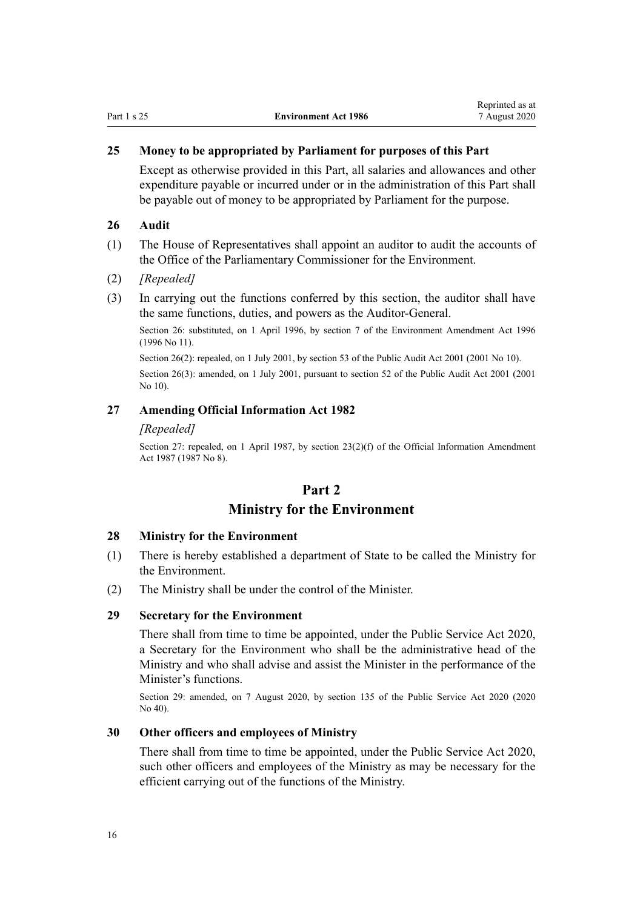### 25 Money to be appropriated by Parliament for purposes of this Part

Except as otherwise provided in this Part, all salaries and allowances and other expenditure payable or incurred under or in the administration of this Part shall be payable out of money to be appropriated by Parliament for the purpose.

### 26 Audit

(1) The House of Representatives shall appoint an auditor to audit the accounts of the Office of the Parliamentary Commissioner for the Environment.

(2) *[Repealed]*

(3) In carrying out the functions conferred by this section, the auditor shall have the same functions, duties, and powers as the Auditor-General.

Section 26: substituted, on 1 April 1996, by section 7 of the Environment Amendment Act 1996 (1996 No 11).

Section 26(2): repealed, on 1 July 2001, by section 53 of the Public Audit Act 2001 (2001 No 10).

Section 26(3): amended, on 1 July 2001, pursuant to section 52 of the Public Audit Act 2001 (2001 No 10).

### 27 Amending Official Information Act 1982

*[Repealed]*

Section 27: repealed, on 1 April 1987, by section 23(2)(f) of the Official Information Amendment Act 1987 (1987 No 8).

## Part 2
## Ministry for the Environment

### 28 Ministry for the Environment

(1) There is hereby established a department of State to be called the Ministry for the Environment.

(2) The Ministry shall be under the control of the Minister.

### 29 Secretary for the Environment

There shall from time to time be appointed, under the Public Service Act 2020, a Secretary for the Environment who shall be the administrative head of the Ministry and who shall advise and assist the Minister in the performance of the Minister's functions.

Section 29: amended, on 7 August 2020, by section 135 of the Public Service Act 2020 (2020 No 40).

### 30 Other officers and employees of Ministry

There shall from time to time be appointed, under the Public Service Act 2020, such other officers and employees of the Ministry as may be necessary for the efficient carrying out of the functions of the Ministry.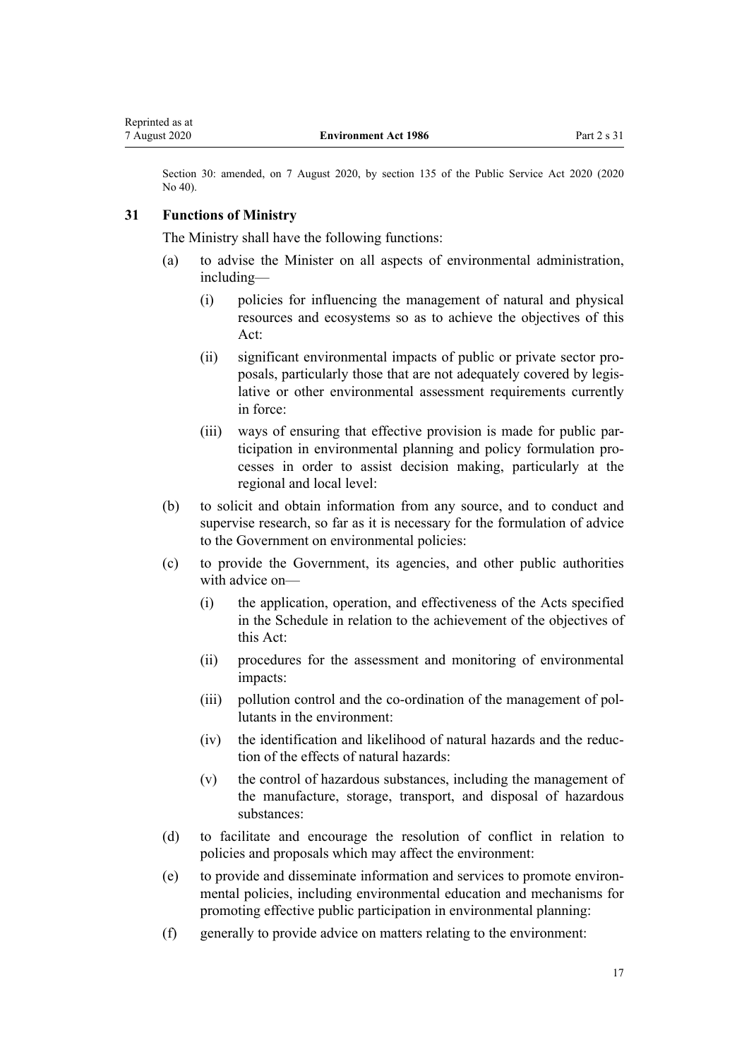Section 30: amended, on 7 August 2020, by section 135 of the Public Service Act 2020 (2020 No 40).

### 31 Functions of Ministry

The Ministry shall have the following functions:

(a) to advise the Minister on all aspects of environmental administration, including—

  (i) policies for influencing the management of natural and physical resources and ecosystems so as to achieve the objectives of this Act:

  (ii) significant environmental impacts of public or private sector proposals, particularly those that are not adequately covered by legislative or other environmental assessment requirements currently in force:

  (iii) ways of ensuring that effective provision is made for public participation in environmental planning and policy formulation processes in order to assist decision making, particularly at the regional and local level:

(b) to solicit and obtain information from any source, and to conduct and supervise research, so far as it is necessary for the formulation of advice to the Government on environmental policies:

(c) to provide the Government, its agencies, and other public authorities with advice on—

  (i) the application, operation, and effectiveness of the Acts specified in the Schedule in relation to the achievement of the objectives of this Act:

  (ii) procedures for the assessment and monitoring of environmental impacts:

  (iii) pollution control and the co-ordination of the management of pollutants in the environment:

  (iv) the identification and likelihood of natural hazards and the reduction of the effects of natural hazards:

  (v) the control of hazardous substances, including the management of the manufacture, storage, transport, and disposal of hazardous substances:

(d) to facilitate and encourage the resolution of conflict in relation to policies and proposals which may affect the environment:

(e) to provide and disseminate information and services to promote environmental policies, including environmental education and mechanisms for promoting effective public participation in environmental planning:

(f) generally to provide advice on matters relating to the environment: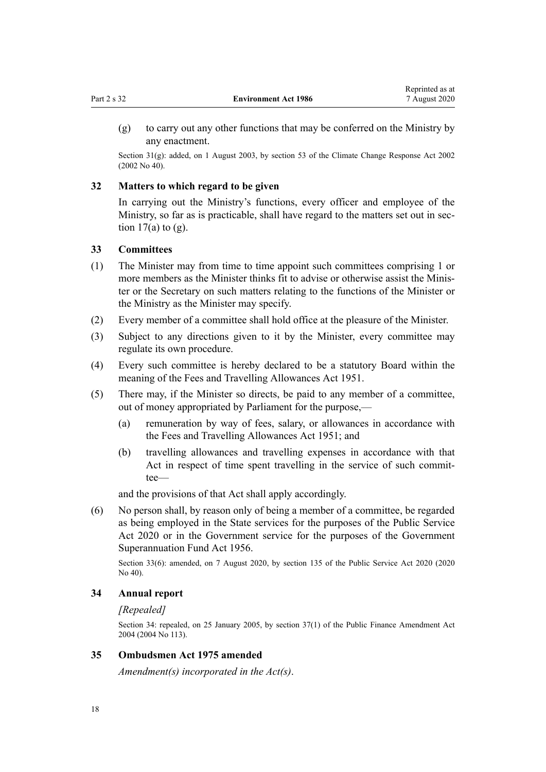(g) to carry out any other functions that may be conferred on the Ministry by any enactment.

Section 31(g): added, on 1 August 2003, by section 53 of the Climate Change Response Act 2002 (2002 No 40).

### 32 Matters to which regard to be given

In carrying out the Ministry's functions, every officer and employee of the Ministry, so far as is practicable, shall have regard to the matters set out in section 17(a) to (g).

### 33 Committees

(1) The Minister may from time to time appoint such committees comprising 1 or more members as the Minister thinks fit to advise or otherwise assist the Minister or the Secretary on such matters relating to the functions of the Minister or the Ministry as the Minister may specify.

(2) Every member of a committee shall hold office at the pleasure of the Minister.

(3) Subject to any directions given to it by the Minister, every committee may regulate its own procedure.

(4) Every such committee is hereby declared to be a statutory Board within the meaning of the Fees and Travelling Allowances Act 1951.

(5) There may, if the Minister so directs, be paid to any member of a committee, out of money appropriated by Parliament for the purpose,—

(a) remuneration by way of fees, salary, or allowances in accordance with the Fees and Travelling Allowances Act 1951; and

(b) travelling allowances and travelling expenses in accordance with that Act in respect of time spent travelling in the service of such committee—

and the provisions of that Act shall apply accordingly.

(6) No person shall, by reason only of being a member of a committee, be regarded as being employed in the State services for the purposes of the Public Service Act 2020 or in the Government service for the purposes of the Government Superannuation Fund Act 1956.

Section 33(6): amended, on 7 August 2020, by section 135 of the Public Service Act 2020 (2020 No 40).

### 34 Annual report

*[Repealed]*

Section 34: repealed, on 25 January 2005, by section 37(1) of the Public Finance Amendment Act 2004 (2004 No 113).

### 35 Ombudsmen Act 1975 amended

*Amendment(s) incorporated in the Act(s).*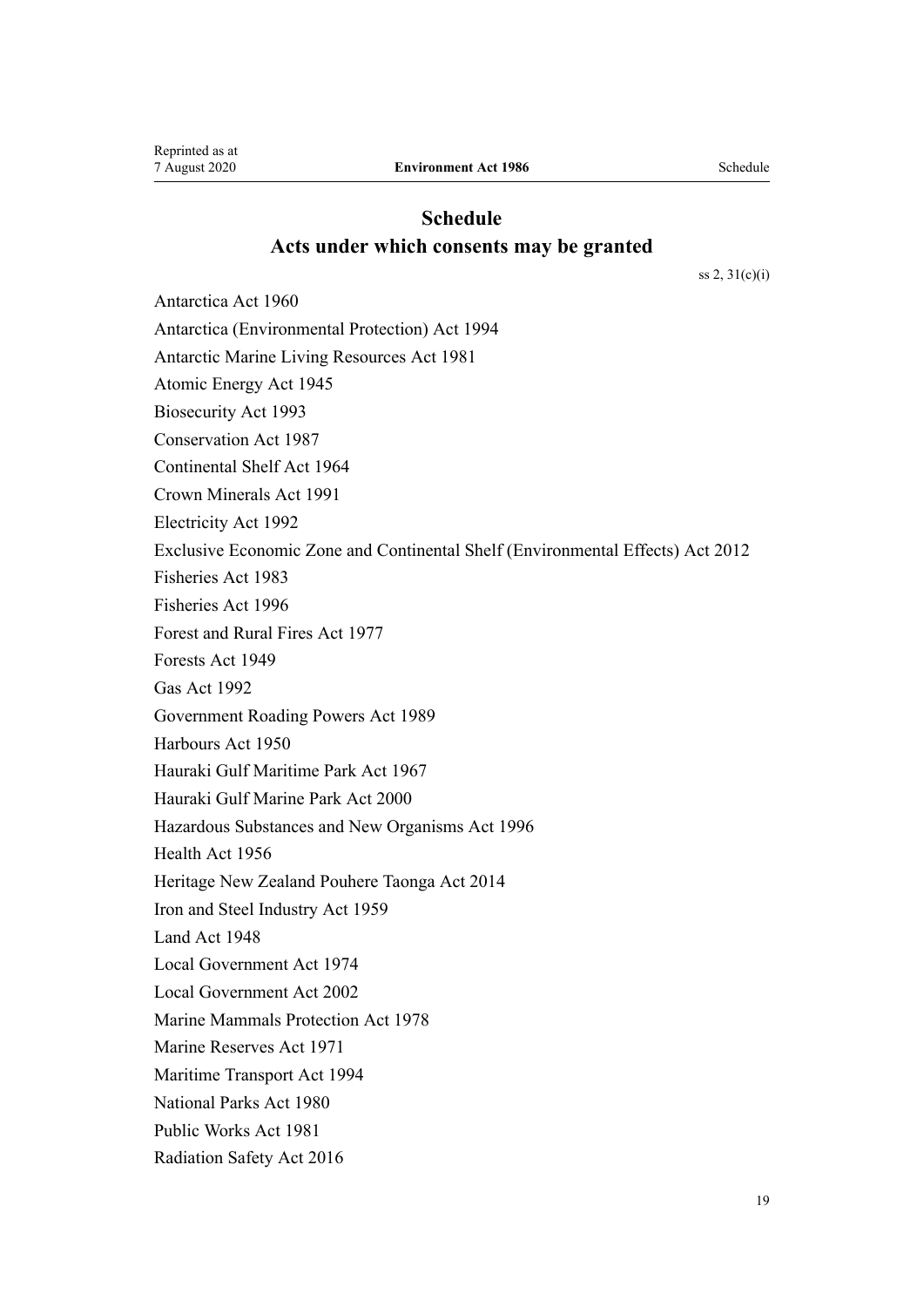# Schedule
## Acts under which consents may be granted

ss 2, 31(c)(i)

Antarctica Act 1960

Antarctica (Environmental Protection) Act 1994

Antarctic Marine Living Resources Act 1981

Atomic Energy Act 1945

Biosecurity Act 1993

Conservation Act 1987

Continental Shelf Act 1964

Crown Minerals Act 1991

Electricity Act 1992

Exclusive Economic Zone and Continental Shelf (Environmental Effects) Act 2012

Fisheries Act 1983

Fisheries Act 1996

Forest and Rural Fires Act 1977

Forests Act 1949

Gas Act 1992

Government Roading Powers Act 1989

Harbours Act 1950

Hauraki Gulf Maritime Park Act 1967

Hauraki Gulf Marine Park Act 2000

Hazardous Substances and New Organisms Act 1996

Health Act 1956

Heritage New Zealand Pouhere Taonga Act 2014

Iron and Steel Industry Act 1959

Land Act 1948

Local Government Act 1974

Local Government Act 2002

Marine Mammals Protection Act 1978

Marine Reserves Act 1971

Maritime Transport Act 1994

National Parks Act 1980

Public Works Act 1981

Radiation Safety Act 2016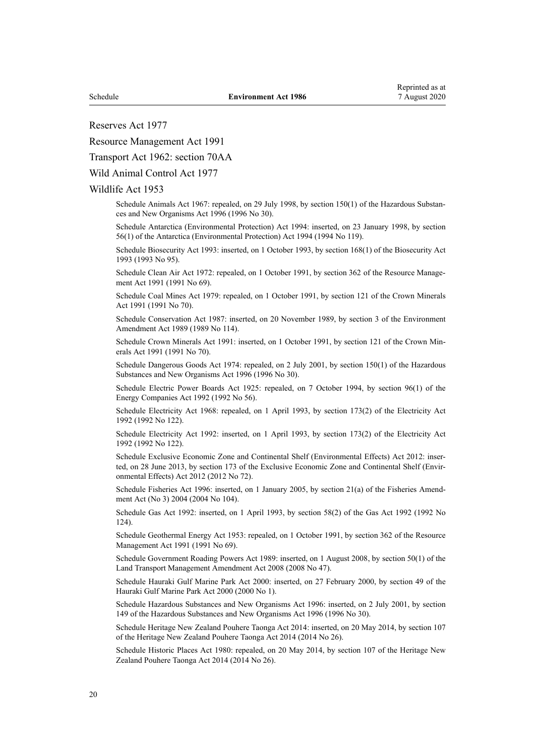Reserves Act 1977

Resource Management Act 1991

Transport Act 1962: section 70AA

Wild Animal Control Act 1977

Wildlife Act 1953

Schedule Animals Act 1967: repealed, on 29 July 1998, by section 150(1) of the Hazardous Substances and New Organisms Act 1996 (1996 No 30).

Schedule Antarctica (Environmental Protection) Act 1994: inserted, on 23 January 1998, by section 56(1) of the Antarctica (Environmental Protection) Act 1994 (1994 No 119).

Schedule Biosecurity Act 1993: inserted, on 1 October 1993, by section 168(1) of the Biosecurity Act 1993 (1993 No 95).

Schedule Clean Air Act 1972: repealed, on 1 October 1991, by section 362 of the Resource Management Act 1991 (1991 No 69).

Schedule Coal Mines Act 1979: repealed, on 1 October 1991, by section 121 of the Crown Minerals Act 1991 (1991 No 70).

Schedule Conservation Act 1987: inserted, on 20 November 1989, by section 3 of the Environment Amendment Act 1989 (1989 No 114).

Schedule Crown Minerals Act 1991: inserted, on 1 October 1991, by section 121 of the Crown Minerals Act 1991 (1991 No 70).

Schedule Dangerous Goods Act 1974: repealed, on 2 July 2001, by section 150(1) of the Hazardous Substances and New Organisms Act 1996 (1996 No 30).

Schedule Electric Power Boards Act 1925: repealed, on 7 October 1994, by section 96(1) of the Energy Companies Act 1992 (1992 No 56).

Schedule Electricity Act 1968: repealed, on 1 April 1993, by section 173(2) of the Electricity Act 1992 (1992 No 122).

Schedule Electricity Act 1992: inserted, on 1 April 1993, by section 173(2) of the Electricity Act 1992 (1992 No 122).

Schedule Exclusive Economic Zone and Continental Shelf (Environmental Effects) Act 2012: inserted, on 28 June 2013, by section 173 of the Exclusive Economic Zone and Continental Shelf (Environmental Effects) Act 2012 (2012 No 72).

Schedule Fisheries Act 1996: inserted, on 1 January 2005, by section 21(a) of the Fisheries Amendment Act (No 3) 2004 (2004 No 104).

Schedule Gas Act 1992: inserted, on 1 April 1993, by section 58(2) of the Gas Act 1992 (1992 No 124).

Schedule Geothermal Energy Act 1953: repealed, on 1 October 1991, by section 362 of the Resource Management Act 1991 (1991 No 69).

Schedule Government Roading Powers Act 1989: inserted, on 1 August 2008, by section 50(1) of the Land Transport Management Amendment Act 2008 (2008 No 47).

Schedule Hauraki Gulf Marine Park Act 2000: inserted, on 27 February 2000, by section 49 of the Hauraki Gulf Marine Park Act 2000 (2000 No 1).

Schedule Hazardous Substances and New Organisms Act 1996: inserted, on 2 July 2001, by section 149 of the Hazardous Substances and New Organisms Act 1996 (1996 No 30).

Schedule Heritage New Zealand Pouhere Taonga Act 2014: inserted, on 20 May 2014, by section 107 of the Heritage New Zealand Pouhere Taonga Act 2014 (2014 No 26).

Schedule Historic Places Act 1980: repealed, on 20 May 2014, by section 107 of the Heritage New Zealand Pouhere Taonga Act 2014 (2014 No 26).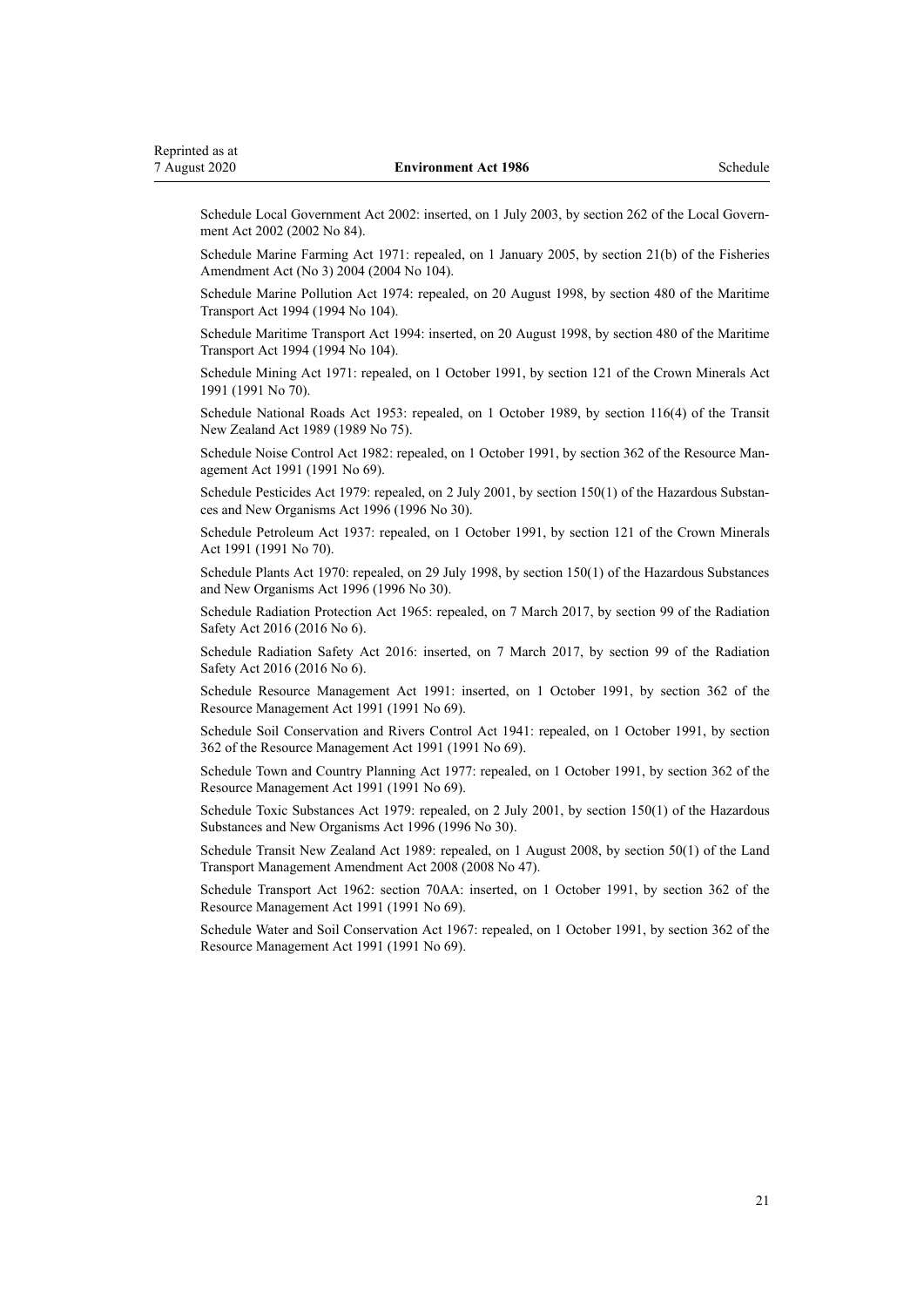Schedule Local Government Act 2002: inserted, on 1 July 2003, by section 262 of the Local Government Act 2002 (2002 No 84).

Schedule Marine Farming Act 1971: repealed, on 1 January 2005, by section 21(b) of the Fisheries Amendment Act (No 3) 2004 (2004 No 104).

Schedule Marine Pollution Act 1974: repealed, on 20 August 1998, by section 480 of the Maritime Transport Act 1994 (1994 No 104).

Schedule Maritime Transport Act 1994: inserted, on 20 August 1998, by section 480 of the Maritime Transport Act 1994 (1994 No 104).

Schedule Mining Act 1971: repealed, on 1 October 1991, by section 121 of the Crown Minerals Act 1991 (1991 No 70).

Schedule National Roads Act 1953: repealed, on 1 October 1989, by section 116(4) of the Transit New Zealand Act 1989 (1989 No 75).

Schedule Noise Control Act 1982: repealed, on 1 October 1991, by section 362 of the Resource Management Act 1991 (1991 No 69).

Schedule Pesticides Act 1979: repealed, on 2 July 2001, by section 150(1) of the Hazardous Substances and New Organisms Act 1996 (1996 No 30).

Schedule Petroleum Act 1937: repealed, on 1 October 1991, by section 121 of the Crown Minerals Act 1991 (1991 No 70).

Schedule Plants Act 1970: repealed, on 29 July 1998, by section 150(1) of the Hazardous Substances and New Organisms Act 1996 (1996 No 30).

Schedule Radiation Protection Act 1965: repealed, on 7 March 2017, by section 99 of the Radiation Safety Act 2016 (2016 No 6).

Schedule Radiation Safety Act 2016: inserted, on 7 March 2017, by section 99 of the Radiation Safety Act 2016 (2016 No 6).

Schedule Resource Management Act 1991: inserted, on 1 October 1991, by section 362 of the Resource Management Act 1991 (1991 No 69).

Schedule Soil Conservation and Rivers Control Act 1941: repealed, on 1 October 1991, by section 362 of the Resource Management Act 1991 (1991 No 69).

Schedule Town and Country Planning Act 1977: repealed, on 1 October 1991, by section 362 of the Resource Management Act 1991 (1991 No 69).

Schedule Toxic Substances Act 1979: repealed, on 2 July 2001, by section 150(1) of the Hazardous Substances and New Organisms Act 1996 (1996 No 30).

Schedule Transit New Zealand Act 1989: repealed, on 1 August 2008, by section 50(1) of the Land Transport Management Amendment Act 2008 (2008 No 47).

Schedule Transport Act 1962: section 70AA: inserted, on 1 October 1991, by section 362 of the Resource Management Act 1991 (1991 No 69).

Schedule Water and Soil Conservation Act 1967: repealed, on 1 October 1991, by section 362 of the Resource Management Act 1991 (1991 No 69).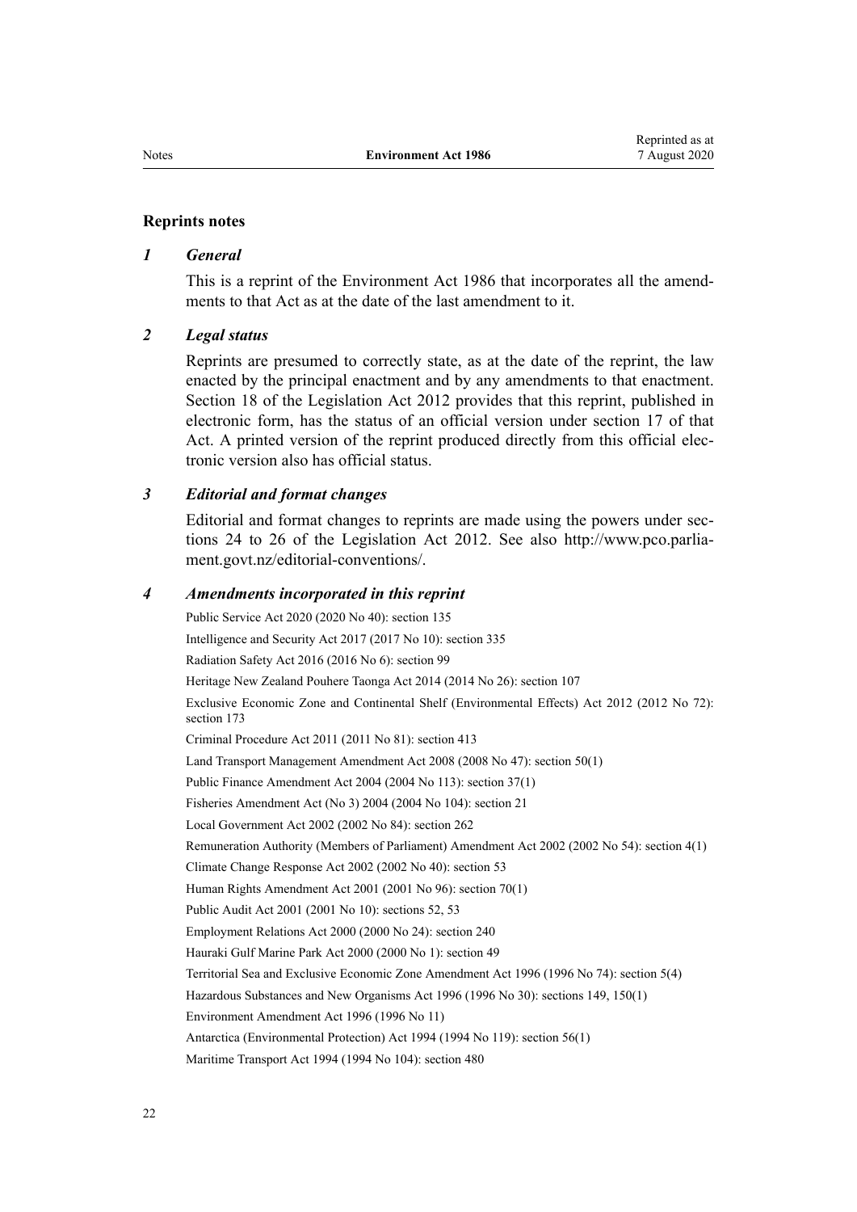## Reprints notes

### *1 General*

This is a reprint of the Environment Act 1986 that incorporates all the amendments to that Act as at the date of the last amendment to it.

### *2 Legal status*

Reprints are presumed to correctly state, as at the date of the reprint, the law enacted by the principal enactment and by any amendments to that enactment. Section 18 of the Legislation Act 2012 provides that this reprint, published in electronic form, has the status of an official version under section 17 of that Act. A printed version of the reprint produced directly from this official electronic version also has official status.

### *3 Editorial and format changes*

Editorial and format changes to reprints are made using the powers under sections 24 to 26 of the Legislation Act 2012. See also http://www.pco.parliament.govt.nz/editorial-conventions/.

### *4 Amendments incorporated in this reprint*

Public Service Act 2020 (2020 No 40): section 135

Intelligence and Security Act 2017 (2017 No 10): section 335

Radiation Safety Act 2016 (2016 No 6): section 99

Heritage New Zealand Pouhere Taonga Act 2014 (2014 No 26): section 107

Exclusive Economic Zone and Continental Shelf (Environmental Effects) Act 2012 (2012 No 72): section 173

Criminal Procedure Act 2011 (2011 No 81): section 413

Land Transport Management Amendment Act 2008 (2008 No 47): section 50(1)

Public Finance Amendment Act 2004 (2004 No 113): section 37(1)

Fisheries Amendment Act (No 3) 2004 (2004 No 104): section 21

Local Government Act 2002 (2002 No 84): section 262

Remuneration Authority (Members of Parliament) Amendment Act 2002 (2002 No 54): section 4(1)

Climate Change Response Act 2002 (2002 No 40): section 53

Human Rights Amendment Act 2001 (2001 No 96): section 70(1)

Public Audit Act 2001 (2001 No 10): sections 52, 53

Employment Relations Act 2000 (2000 No 24): section 240

Hauraki Gulf Marine Park Act 2000 (2000 No 1): section 49

Territorial Sea and Exclusive Economic Zone Amendment Act 1996 (1996 No 74): section 5(4)

Hazardous Substances and New Organisms Act 1996 (1996 No 30): sections 149, 150(1)

Environment Amendment Act 1996 (1996 No 11)

Antarctica (Environmental Protection) Act 1994 (1994 No 119): section 56(1)

Maritime Transport Act 1994 (1994 No 104): section 480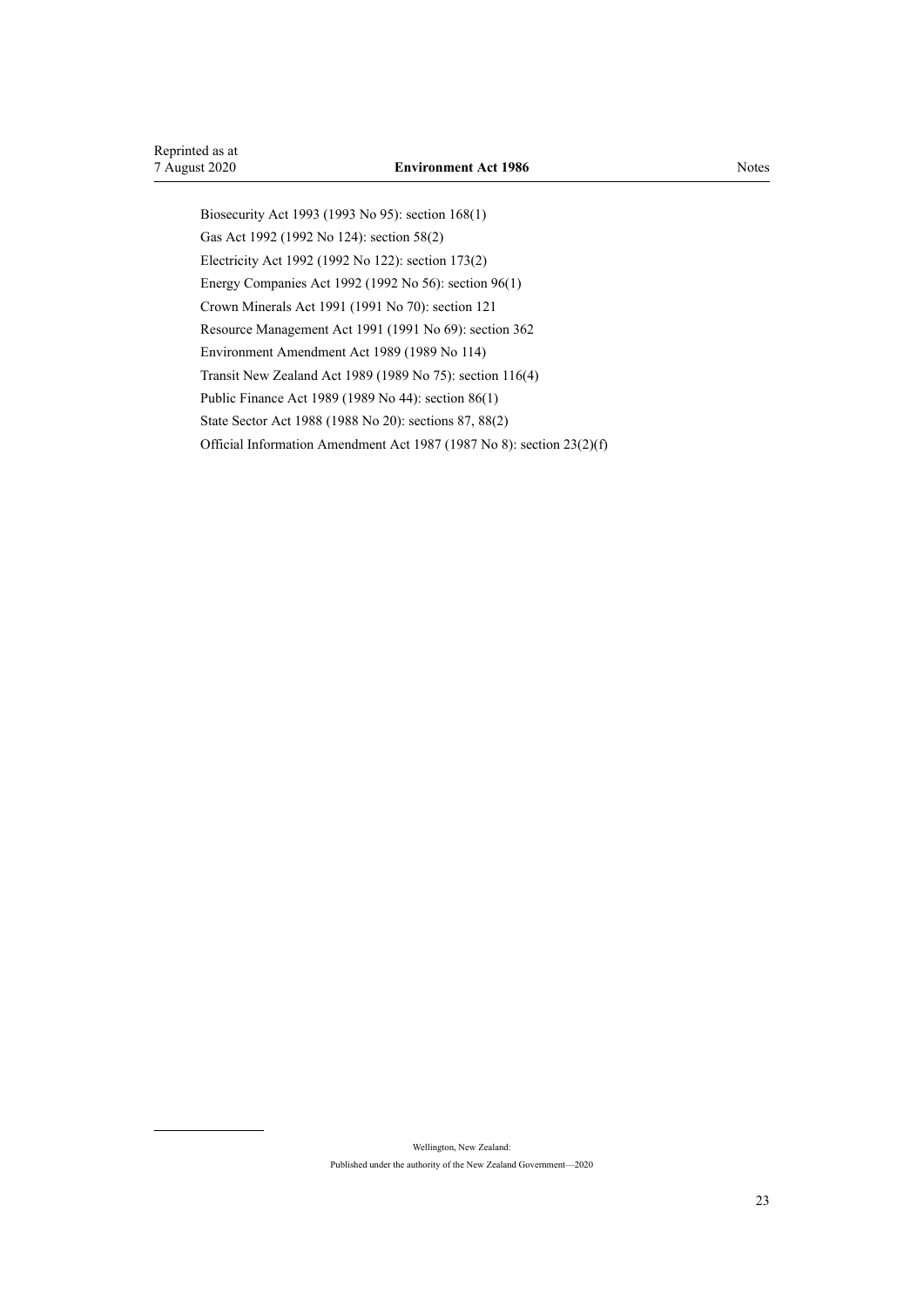Biosecurity Act 1993 (1993 No 95): section 168(1)

Gas Act 1992 (1992 No 124): section 58(2)

Electricity Act 1992 (1992 No 122): section 173(2)

Energy Companies Act 1992 (1992 No 56): section 96(1)

Crown Minerals Act 1991 (1991 No 70): section 121

Resource Management Act 1991 (1991 No 69): section 362

Environment Amendment Act 1989 (1989 No 114)

Transit New Zealand Act 1989 (1989 No 75): section 116(4)

Public Finance Act 1989 (1989 No 44): section 86(1)

State Sector Act 1988 (1988 No 20): sections 87, 88(2)

Official Information Amendment Act 1987 (1987 No 8): section 23(2)(f)

---

Wellington, New Zealand:

Published under the authority of the New Zealand Government—2020